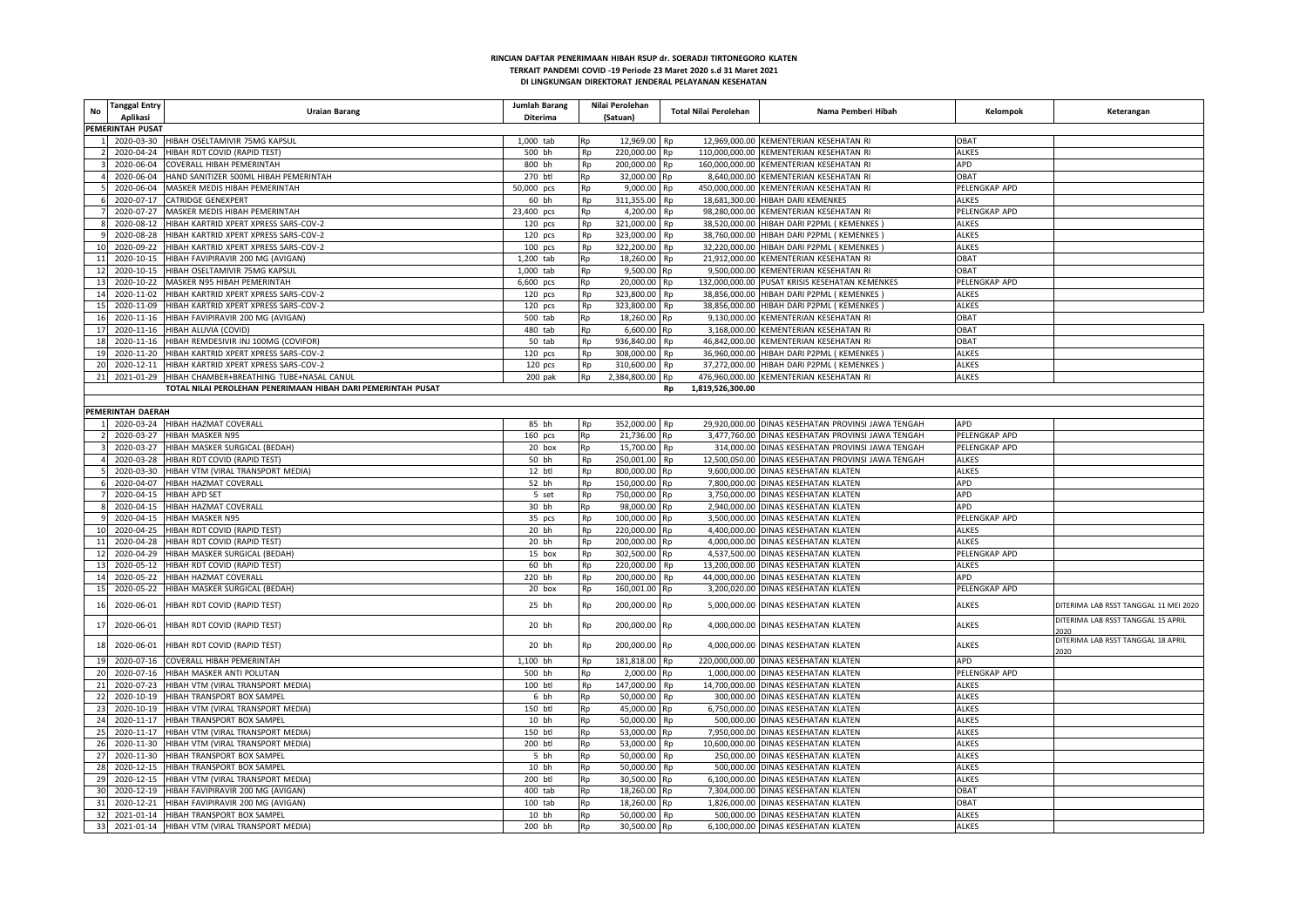**RINCIAN DAFTAR PENERIMAAN HIBAH RSUP dr. SOERADJI TIRTONEGORO KLATEN**
**TERKAIT PANDEMI COVID -19 Periode 23 Maret 2020 s.d 31 Maret 2021**
**DI LINGKUNGAN DIREKTORAT JENDERAL PELAYANAN KESEHATAN**

| No | Tanggal Entry Aplikasi | Uraian Barang | Jumlah Barang Diterima | Nilai Perolehan (Satuan) | | Total Nilai Perolehan | | Nama Pemberi Hibah | Kelompok | Keterangan |
|---|---|---|---|---|---|---|---|---|---|---|
| **PEMERINTAH PUSAT** | | | | | | | | | | |
| 1 | 2020-03-30 | HIBAH OSELTAMIVIR 75MG KAPSUL | 1,000 tab | Rp | 12,969.00 | Rp | 12,969,000.00 | KEMENTERIAN KESEHATAN RI | OBAT | |
| 2 | 2020-04-24 | HIBAH RDT COVID (RAPID TEST) | 500 bh | Rp | 220,000.00 | Rp | 110,000,000.00 | KEMENTERIAN KESEHATAN RI | ALKES | |
| 3 | 2020-06-04 | COVERALL HIBAH PEMERINTAH | 800 bh | Rp | 200,000.00 | Rp | 160,000,000.00 | KEMENTERIAN KESEHATAN RI | APD | |
| 4 | 2020-06-04 | HAND SANITIZER 500ML HIBAH PEMERINTAH | 270 btl | Rp | 32,000.00 | Rp | 8,640,000.00 | KEMENTERIAN KESEHATAN RI | OBAT | |
| 5 | 2020-06-04 | MASKER MEDIS HIBAH PEMERINTAH | 50,000 pcs | Rp | 9,000.00 | Rp | 450,000,000.00 | KEMENTERIAN KESEHATAN RI | PELENGKAP APD | |
| 6 | 2020-07-17 | CATRIDGE GENEXPERT | 60 bh | Rp | 311,355.00 | Rp | 18,681,300.00 | HIBAH DARI KEMENKES | ALKES | |
| 7 | 2020-07-27 | MASKER MEDIS HIBAH PEMERINTAH | 23,400 pcs | Rp | 4,200.00 | Rp | 98,280,000.00 | KEMENTERIAN KESEHATAN RI | PELENGKAP APD | |
| 8 | 2020-08-12 | HIBAH KARTRID XPERT XPRESS SARS-COV-2 | 120 pcs | Rp | 321,000.00 | Rp | 38,520,000.00 | HIBAH DARI P2PML ( KEMENKES ) | ALKES | |
| 9 | 2020-08-28 | HIBAH KARTRID XPERT XPRESS SARS-COV-2 | 120 pcs | Rp | 323,000.00 | Rp | 38,760,000.00 | HIBAH DARI P2PML ( KEMENKES ) | ALKES | |
| 10 | 2020-09-22 | HIBAH KARTRID XPERT XPRESS SARS-COV-2 | 100 pcs | Rp | 322,200.00 | Rp | 32,220,000.00 | HIBAH DARI P2PML ( KEMENKES ) | ALKES | |
| 11 | 2020-10-15 | HIBAH FAVIPIRAVIR 200 MG (AVIGAN) | 1,200 tab | Rp | 18,260.00 | Rp | 21,912,000.00 | KEMENTERIAN KESEHATAN RI | OBAT | |
| 12 | 2020-10-15 | HIBAH OSELTAMIVIR 75MG KAPSUL | 1,000 tab | Rp | 9,500.00 | Rp | 9,500,000.00 | KEMENTERIAN KESEHATAN RI | OBAT | |
| 13 | 2020-10-22 | MASKER N95 HIBAH PEMERINTAH | 6,600 pcs | Rp | 20,000.00 | Rp | 132,000,000.00 | PUSAT KRISIS KESEHATAN KEMENKES | PELENGKAP APD | |
| 14 | 2020-11-02 | HIBAH KARTRID XPERT XPRESS SARS-COV-2 | 120 pcs | Rp | 323,800.00 | Rp | 38,856,000.00 | HIBAH DARI P2PML ( KEMENKES ) | ALKES | |
| 15 | 2020-11-09 | HIBAH KARTRID XPERT XPRESS SARS-COV-2 | 120 pcs | Rp | 323,800.00 | Rp | 38,856,000.00 | HIBAH DARI P2PML ( KEMENKES ) | ALKES | |
| 16 | 2020-11-16 | HIBAH FAVIPIRAVIR 200 MG (AVIGAN) | 500 tab | Rp | 18,260.00 | Rp | 9,130,000.00 | KEMENTERIAN KESEHATAN RI | OBAT | |
| 17 | 2020-11-16 | HIBAH ALUVIA (COVID) | 480 tab | Rp | 6,600.00 | Rp | 3,168,000.00 | KEMENTERIAN KESEHATAN RI | OBAT | |
| 18 | 2020-11-16 | HIBAH REMDESIVIR INJ 100MG (COVIFOR) | 50 tab | Rp | 936,840.00 | Rp | 46,842,000.00 | KEMENTERIAN KESEHATAN RI | OBAT | |
| 19 | 2020-11-20 | HIBAH KARTRID XPERT XPRESS SARS-COV-2 | 120 pcs | Rp | 308,000.00 | Rp | 36,960,000.00 | HIBAH DARI P2PML ( KEMENKES ) | ALKES | |
| 20 | 2020-12-11 | HIBAH KARTRID XPERT XPRESS SARS-COV-2 | 120 pcs | Rp | 310,600.00 | Rp | 37,272,000.00 | HIBAH DARI P2PML ( KEMENKES ) | ALKES | |
| 21 | 2021-01-29 | HIBAH CHAMBER+BREATHING TUBE+NASAL CANUL | 200 pak | Rp | 2,384,800.00 | Rp | 476,960,000.00 | KEMENTERIAN KESEHATAN RI | ALKES | |
| | | **TOTAL NILAI PEROLEHAN PENERIMAAN HIBAH DARI PEMERINTAH PUSAT** | | | | Rp | 1,819,526,300.00 | | | |
| **PEMERINTAH DAERAH** | | | | | | | | | | |
| 1 | 2020-03-24 | HIBAH HAZMAT COVERALL | 85 bh | Rp | 352,000.00 | Rp | 29,920,000.00 | DINAS KESEHATAN PROVINSI JAWA TENGAH | APD | |
| 2 | 2020-03-27 | HIBAH MASKER N95 | 160 pcs | Rp | 21,736.00 | Rp | 3,477,760.00 | DINAS KESEHATAN PROVINSI JAWA TENGAH | PELENGKAP APD | |
| 3 | 2020-03-27 | HIBAH MASKER SURGICAL (BEDAH) | 20 box | Rp | 15,700.00 | Rp | 314,000.00 | DINAS KESEHATAN PROVINSI JAWA TENGAH | PELENGKAP APD | |
| 4 | 2020-03-28 | HIBAH RDT COVID (RAPID TEST) | 50 bh | Rp | 250,001.00 | Rp | 12,500,050.00 | DINAS KESEHATAN PROVINSI JAWA TENGAH | ALKES | |
| 5 | 2020-03-30 | HIBAH VTM (VIRAL TRANSPORT MEDIA) | 12 btl | Rp | 800,000.00 | Rp | 9,600,000.00 | DINAS KESEHATAN KLATEN | ALKES | |
| 6 | 2020-04-07 | HIBAH HAZMAT COVERALL | 52 bh | Rp | 150,000.00 | Rp | 7,800,000.00 | DINAS KESEHATAN KLATEN | APD | |
| 7 | 2020-04-15 | HIBAH APD SET | 5 set | Rp | 750,000.00 | Rp | 3,750,000.00 | DINAS KESEHATAN KLATEN | APD | |
| 8 | 2020-04-15 | HIBAH HAZMAT COVERALL | 30 bh | Rp | 98,000.00 | Rp | 2,940,000.00 | DINAS KESEHATAN KLATEN | APD | |
| 9 | 2020-04-15 | HIBAH MASKER N95 | 35 pcs | Rp | 100,000.00 | Rp | 3,500,000.00 | DINAS KESEHATAN KLATEN | PELENGKAP APD | |
| 10 | 2020-04-25 | HIBAH RDT COVID (RAPID TEST) | 20 bh | Rp | 220,000.00 | Rp | 4,400,000.00 | DINAS KESEHATAN KLATEN | ALKES | |
| 11 | 2020-04-28 | HIBAH RDT COVID (RAPID TEST) | 20 bh | Rp | 200,000.00 | Rp | 4,000,000.00 | DINAS KESEHATAN KLATEN | ALKES | |
| 12 | 2020-04-29 | HIBAH MASKER SURGICAL (BEDAH) | 15 box | Rp | 302,500.00 | Rp | 4,537,500.00 | DINAS KESEHATAN KLATEN | PELENGKAP APD | |
| 13 | 2020-05-12 | HIBAH RDT COVID (RAPID TEST) | 60 bh | Rp | 220,000.00 | Rp | 13,200,000.00 | DINAS KESEHATAN KLATEN | ALKES | |
| 14 | 2020-05-22 | HIBAH HAZMAT COVERALL | 220 bh | Rp | 200,000.00 | Rp | 44,000,000.00 | DINAS KESEHATAN KLATEN | APD | |
| 15 | 2020-05-22 | HIBAH MASKER SURGICAL (BEDAH) | 20 box | Rp | 160,001.00 | Rp | 3,200,020.00 | DINAS KESEHATAN KLATEN | PELENGKAP APD | |
| 16 | 2020-06-01 | HIBAH RDT COVID (RAPID TEST) | 25 bh | Rp | 200,000.00 | Rp | 5,000,000.00 | DINAS KESEHATAN KLATEN | ALKES | DITERIMA LAB RSST TANGGAL 11 MEI 2020 |
| 17 | 2020-06-01 | HIBAH RDT COVID (RAPID TEST) | 20 bh | Rp | 200,000.00 | Rp | 4,000,000.00 | DINAS KESEHATAN KLATEN | ALKES | DITERIMA LAB RSST TANGGAL 15 APRIL 2020 |
| 18 | 2020-06-01 | HIBAH RDT COVID (RAPID TEST) | 20 bh | Rp | 200,000.00 | Rp | 4,000,000.00 | DINAS KESEHATAN KLATEN | ALKES | DITERIMA LAB RSST TANGGAL 18 APRIL 2020 |
| 19 | 2020-07-16 | COVERALL HIBAH PEMERINTAH | 1,100 bh | Rp | 181,818.00 | Rp | 220,000,000.00 | DINAS KESEHATAN KLATEN | APD | |
| 20 | 2020-07-16 | HIBAH MASKER ANTI POLUTAN | 500 bh | Rp | 2,000.00 | Rp | 1,000,000.00 | DINAS KESEHATAN KLATEN | PELENGKAP APD | |
| 21 | 2020-07-23 | HIBAH VTM (VIRAL TRANSPORT MEDIA) | 100 btl | Rp | 147,000.00 | Rp | 14,700,000.00 | DINAS KESEHATAN KLATEN | ALKES | |
| 22 | 2020-10-19 | HIBAH TRANSPORT BOX SAMPEL | 6 bh | Rp | 50,000.00 | Rp | 300,000.00 | DINAS KESEHATAN KLATEN | ALKES | |
| 23 | 2020-10-19 | HIBAH VTM (VIRAL TRANSPORT MEDIA) | 150 btl | Rp | 45,000.00 | Rp | 6,750,000.00 | DINAS KESEHATAN KLATEN | ALKES | |
| 24 | 2020-11-17 | HIBAH TRANSPORT BOX SAMPEL | 10 bh | Rp | 50,000.00 | Rp | 500,000.00 | DINAS KESEHATAN KLATEN | ALKES | |
| 25 | 2020-11-17 | HIBAH VTM (VIRAL TRANSPORT MEDIA) | 150 btl | Rp | 53,000.00 | Rp | 7,950,000.00 | DINAS KESEHATAN KLATEN | ALKES | |
| 26 | 2020-11-30 | HIBAH VTM (VIRAL TRANSPORT MEDIA) | 200 btl | Rp | 53,000.00 | Rp | 10,600,000.00 | DINAS KESEHATAN KLATEN | ALKES | |
| 27 | 2020-11-30 | HIBAH TRANSPORT BOX SAMPEL | 5 bh | Rp | 50,000.00 | Rp | 250,000.00 | DINAS KESEHATAN KLATEN | ALKES | |
| 28 | 2020-12-15 | HIBAH TRANSPORT BOX SAMPEL | 10 bh | Rp | 50,000.00 | Rp | 500,000.00 | DINAS KESEHATAN KLATEN | ALKES | |
| 29 | 2020-12-15 | HIBAH VTM (VIRAL TRANSPORT MEDIA) | 200 btl | Rp | 30,500.00 | Rp | 6,100,000.00 | DINAS KESEHATAN KLATEN | ALKES | |
| 30 | 2020-12-19 | HIBAH FAVIPIRAVIR 200 MG (AVIGAN) | 400 tab | Rp | 18,260.00 | Rp | 7,304,000.00 | DINAS KESEHATAN KLATEN | OBAT | |
| 31 | 2020-12-21 | HIBAH FAVIPIRAVIR 200 MG (AVIGAN) | 100 tab | Rp | 18,260.00 | Rp | 1,826,000.00 | DINAS KESEHATAN KLATEN | OBAT | |
| 32 | 2021-01-14 | HIBAH TRANSPORT BOX SAMPEL | 10 bh | Rp | 50,000.00 | Rp | 500,000.00 | DINAS KESEHATAN KLATEN | ALKES | |
| 33 | 2021-01-14 | HIBAH VTM (VIRAL TRANSPORT MEDIA) | 200 bh | Rp | 30,500.00 | Rp | 6,100,000.00 | DINAS KESEHATAN KLATEN | ALKES | |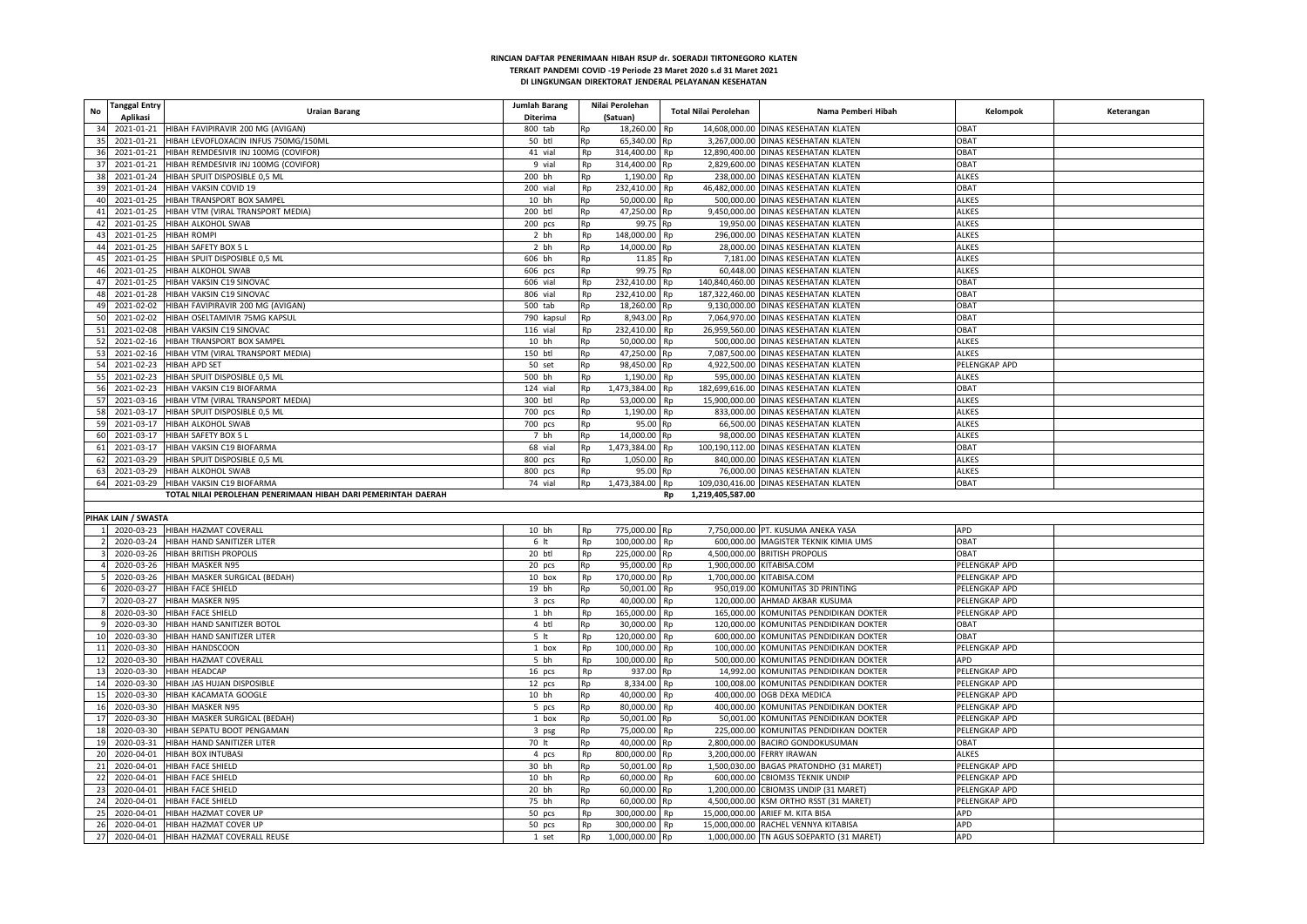**RINCIAN DAFTAR PENERIMAAN HIBAH RSUP dr. SOERADJI TIRTONEGORO KLATEN**
**TERKAIT PANDEMI COVID -19 Periode 23 Maret 2020 s.d 31 Maret 2021**
**DI LINGKUNGAN DIREKTORAT JENDERAL PELAYANAN KESEHATAN**

| No | Tanggal Entry Aplikasi | Uraian Barang | Jumlah Barang Diterima | Nilai Perolehan (Satuan) | | Total Nilai Perolehan | | Nama Pemberi Hibah | Kelompok | Keterangan |
|---|---|---|---|---|---|---|---|---|---|---|
| 34 | 2021-01-21 | HIBAH FAVIPIRAVIR 200 MG (AVIGAN) | 800 tab | Rp | 18,260.00 | Rp | 14,608,000.00 | DINAS KESEHATAN KLATEN | OBAT | |
| 35 | 2021-01-21 | HIBAH LEVOFLOXACIN INFUS 750MG/150ML | 50 btl | Rp | 65,340.00 | Rp | 3,267,000.00 | DINAS KESEHATAN KLATEN | OBAT | |
| 36 | 2021-01-21 | HIBAH REMDESIVIR INJ 100MG (COVIFOR) | 41 vial | Rp | 314,400.00 | Rp | 12,890,400.00 | DINAS KESEHATAN KLATEN | OBAT | |
| 37 | 2021-01-21 | HIBAH REMDESIVIR INJ 100MG (COVIFOR) | 9 vial | Rp | 314,400.00 | Rp | 2,829,600.00 | DINAS KESEHATAN KLATEN | OBAT | |
| 38 | 2021-01-24 | HIBAH SPUIT DISPOSIBLE 0,5 ML | 200 bh | Rp | 1,190.00 | Rp | 238,000.00 | DINAS KESEHATAN KLATEN | ALKES | |
| 39 | 2021-01-24 | HIBAH VAKSIN COVID 19 | 200 vial | Rp | 232,410.00 | Rp | 46,482,000.00 | DINAS KESEHATAN KLATEN | OBAT | |
| 40 | 2021-01-25 | HIBAH TRANSPORT BOX SAMPEL | 10 bh | Rp | 50,000.00 | Rp | 500,000.00 | DINAS KESEHATAN KLATEN | ALKES | |
| 41 | 2021-01-25 | HIBAH VTM (VIRAL TRANSPORT MEDIA) | 200 btl | Rp | 47,250.00 | Rp | 9,450,000.00 | DINAS KESEHATAN KLATEN | ALKES | |
| 42 | 2021-01-25 | HIBAH ALKOHOL SWAB | 200 pcs | Rp | 99.75 | Rp | 19,950.00 | DINAS KESEHATAN KLATEN | ALKES | |
| 43 | 2021-01-25 | HIBAH ROMPI | 2 bh | Rp | 148,000.00 | Rp | 296,000.00 | DINAS KESEHATAN KLATEN | ALKES | |
| 44 | 2021-01-25 | HIBAH SAFETY BOX 5 L | 2 bh | Rp | 14,000.00 | Rp | 28,000.00 | DINAS KESEHATAN KLATEN | ALKES | |
| 45 | 2021-01-25 | HIBAH SPUIT DISPOSIBLE 0,5 ML | 606 bh | Rp | 11.85 | Rp | 7,181.00 | DINAS KESEHATAN KLATEN | ALKES | |
| 46 | 2021-01-25 | HIBAH ALKOHOL SWAB | 606 pcs | Rp | 99.75 | Rp | 60,448.00 | DINAS KESEHATAN KLATEN | ALKES | |
| 47 | 2021-01-25 | HIBAH VAKSIN C19 SINOVAC | 606 vial | Rp | 232,410.00 | Rp | 140,840,460.00 | DINAS KESEHATAN KLATEN | OBAT | |
| 48 | 2021-01-28 | HIBAH VAKSIN C19 SINOVAC | 806 vial | Rp | 232,410.00 | Rp | 187,322,460.00 | DINAS KESEHATAN KLATEN | OBAT | |
| 49 | 2021-02-02 | HIBAH FAVIPIRAVIR 200 MG (AVIGAN) | 500 tab | Rp | 18,260.00 | Rp | 9,130,000.00 | DINAS KESEHATAN KLATEN | OBAT | |
| 50 | 2021-02-02 | HIBAH OSELTAMIVIR 75MG KAPSUL | 790 kapsul | Rp | 8,943.00 | Rp | 7,064,970.00 | DINAS KESEHATAN KLATEN | OBAT | |
| 51 | 2021-02-08 | HIBAH VAKSIN C19 SINOVAC | 116 vial | Rp | 232,410.00 | Rp | 26,959,560.00 | DINAS KESEHATAN KLATEN | OBAT | |
| 52 | 2021-02-16 | HIBAH TRANSPORT BOX SAMPEL | 10 bh | Rp | 50,000.00 | Rp | 500,000.00 | DINAS KESEHATAN KLATEN | ALKES | |
| 53 | 2021-02-16 | HIBAH VTM (VIRAL TRANSPORT MEDIA) | 150 btl | Rp | 47,250.00 | Rp | 7,087,500.00 | DINAS KESEHATAN KLATEN | ALKES | |
| 54 | 2021-02-23 | HIBAH APD SET | 50 set | Rp | 98,450.00 | Rp | 4,922,500.00 | DINAS KESEHATAN KLATEN | PELENGKAP APD | |
| 55 | 2021-02-23 | HIBAH SPUIT DISPOSIBLE 0,5 ML | 500 bh | Rp | 1,190.00 | Rp | 595,000.00 | DINAS KESEHATAN KLATEN | ALKES | |
| 56 | 2021-02-23 | HIBAH VAKSIN C19 BIOFARMA | 124 vial | Rp | 1,473,384.00 | Rp | 182,699,616.00 | DINAS KESEHATAN KLATEN | OBAT | |
| 57 | 2021-03-16 | HIBAH VTM (VIRAL TRANSPORT MEDIA) | 300 btl | Rp | 53,000.00 | Rp | 15,900,000.00 | DINAS KESEHATAN KLATEN | ALKES | |
| 58 | 2021-03-17 | HIBAH SPUIT DISPOSIBLE 0,5 ML | 700 pcs | Rp | 1,190.00 | Rp | 833,000.00 | DINAS KESEHATAN KLATEN | ALKES | |
| 59 | 2021-03-17 | HIBAH ALKOHOL SWAB | 700 pcs | Rp | 95.00 | Rp | 66,500.00 | DINAS KESEHATAN KLATEN | ALKES | |
| 60 | 2021-03-17 | HIBAH SAFETY BOX 5 L | 7 bh | Rp | 14,000.00 | Rp | 98,000.00 | DINAS KESEHATAN KLATEN | ALKES | |
| 61 | 2021-03-17 | HIBAH VAKSIN C19 BIOFARMA | 68 vial | Rp | 1,473,384.00 | Rp | 100,190,112.00 | DINAS KESEHATAN KLATEN | OBAT | |
| 62 | 2021-03-29 | HIBAH SPUIT DISPOSIBLE 0,5 ML | 800 pcs | Rp | 1,050.00 | Rp | 840,000.00 | DINAS KESEHATAN KLATEN | ALKES | |
| 63 | 2021-03-29 | HIBAH ALKOHOL SWAB | 800 pcs | Rp | 95.00 | Rp | 76,000.00 | DINAS KESEHATAN KLATEN | ALKES | |
| 64 | 2021-03-29 | HIBAH VAKSIN C19 BIOFARMA | 74 vial | Rp | 1,473,384.00 | Rp | 109,030,416.00 | DINAS KESEHATAN KLATEN | OBAT | |
| | | **TOTAL NILAI PEROLEHAN PENERIMAAN HIBAH DARI PEMERINTAH DAERAH** | | | | **Rp** | **1,219,405,587.00** | | | |
| | | | | | | | | | | |
| **PIHAK LAIN / SWASTA** | | | | | | | | | | |
| 1 | 2020-03-23 | HIBAH HAZMAT COVERALL | 10 bh | Rp | 775,000.00 | Rp | 7,750,000.00 | PT. KUSUMA ANEKA YASA | APD | |
| 2 | 2020-03-24 | HIBAH HAND SANITIZER LITER | 6 lt | Rp | 100,000.00 | Rp | 600,000.00 | MAGISTER TEKNIK KIMIA UMS | OBAT | |
| 3 | 2020-03-26 | HIBAH BRITISH PROPOLIS | 20 btl | Rp | 225,000.00 | Rp | 4,500,000.00 | BRITISH PROPOLIS | OBAT | |
| 4 | 2020-03-26 | HIBAH MASKER N95 | 20 pcs | Rp | 95,000.00 | Rp | 1,900,000.00 | KITABISA.COM | PELENGKAP APD | |
| 5 | 2020-03-26 | HIBAH MASKER SURGICAL (BEDAH) | 10 box | Rp | 170,000.00 | Rp | 1,700,000.00 | KITABISA.COM | PELENGKAP APD | |
| 6 | 2020-03-27 | HIBAH FACE SHIELD | 19 bh | Rp | 50,001.00 | Rp | 950,019.00 | KOMUNITAS 3D PRINTING | PELENGKAP APD | |
| 7 | 2020-03-27 | HIBAH MASKER N95 | 3 pcs | Rp | 40,000.00 | Rp | 120,000.00 | AHMAD AKBAR KUSUMA | PELENGKAP APD | |
| 8 | 2020-03-30 | HIBAH FACE SHIELD | 1 bh | Rp | 165,000.00 | Rp | 165,000.00 | KOMUNITAS PENDIDIKAN DOKTER | PELENGKAP APD | |
| 9 | 2020-03-30 | HIBAH HAND SANITIZER BOTOL | 4 btl | Rp | 30,000.00 | Rp | 120,000.00 | KOMUNITAS PENDIDIKAN DOKTER | OBAT | |
| 10 | 2020-03-30 | HIBAH HAND SANITIZER LITER | 5 lt | Rp | 120,000.00 | Rp | 600,000.00 | KOMUNITAS PENDIDIKAN DOKTER | OBAT | |
| 11 | 2020-03-30 | HIBAH HANDSCOON | 1 box | Rp | 100,000.00 | Rp | 100,000.00 | KOMUNITAS PENDIDIKAN DOKTER | PELENGKAP APD | |
| 12 | 2020-03-30 | HIBAH HAZMAT COVERALL | 5 bh | Rp | 100,000.00 | Rp | 500,000.00 | KOMUNITAS PENDIDIKAN DOKTER | APD | |
| 13 | 2020-03-30 | HIBAH HEADCAP | 16 pcs | Rp | 937.00 | Rp | 14,992.00 | KOMUNITAS PENDIDIKAN DOKTER | PELENGKAP APD | |
| 14 | 2020-03-30 | HIBAH JAS HUJAN DISPOSIBLE | 12 pcs | Rp | 8,334.00 | Rp | 100,008.00 | KOMUNITAS PENDIDIKAN DOKTER | PELENGKAP APD | |
| 15 | 2020-03-30 | HIBAH KACAMATA GOOGLE | 10 bh | Rp | 40,000.00 | Rp | 400,000.00 | OGB DEXA MEDICA | PELENGKAP APD | |
| 16 | 2020-03-30 | HIBAH MASKER N95 | 5 pcs | Rp | 80,000.00 | Rp | 400,000.00 | KOMUNITAS PENDIDIKAN DOKTER | PELENGKAP APD | |
| 17 | 2020-03-30 | HIBAH MASKER SURGICAL (BEDAH) | 1 box | Rp | 50,001.00 | Rp | 50,001.00 | KOMUNITAS PENDIDIKAN DOKTER | PELENGKAP APD | |
| 18 | 2020-03-30 | HIBAH SEPATU BOOT PENGAMAN | 3 psg | Rp | 75,000.00 | Rp | 225,000.00 | KOMUNITAS PENDIDIKAN DOKTER | PELENGKAP APD | |
| 19 | 2020-03-31 | HIBAH HAND SANITIZER LITER | 70 lt | Rp | 40,000.00 | Rp | 2,800,000.00 | BACIRO GONDOKUSUMAN | OBAT | |
| 20 | 2020-04-01 | HIBAH BOX INTUBASI | 4 pcs | Rp | 800,000.00 | Rp | 3,200,000.00 | FERRY IRAWAN | ALKES | |
| 21 | 2020-04-01 | HIBAH FACE SHIELD | 30 bh | Rp | 50,001.00 | Rp | 1,500,030.00 | BAGAS PRATONDHO (31 MARET) | PELENGKAP APD | |
| 22 | 2020-04-01 | HIBAH FACE SHIELD | 10 bh | Rp | 60,000.00 | Rp | 600,000.00 | CBIOM3S TEKNIK UNDIP | PELENGKAP APD | |
| 23 | 2020-04-01 | HIBAH FACE SHIELD | 20 bh | Rp | 60,000.00 | Rp | 1,200,000.00 | CBIOM3S UNDIP (31 MARET) | PELENGKAP APD | |
| 24 | 2020-04-01 | HIBAH FACE SHIELD | 75 bh | Rp | 60,000.00 | Rp | 4,500,000.00 | KSM ORTHO RSST (31 MARET) | PELENGKAP APD | |
| 25 | 2020-04-01 | HIBAH HAZMAT COVER UP | 50 pcs | Rp | 300,000.00 | Rp | 15,000,000.00 | ARIEF M. KITA BISA | APD | |
| 26 | 2020-04-01 | HIBAH HAZMAT COVER UP | 50 pcs | Rp | 300,000.00 | Rp | 15,000,000.00 | RACHEL VENNYA KITABISA | APD | |
| 27 | 2020-04-01 | HIBAH HAZMAT COVERALL REUSE | 1 set | Rp | 1,000,000.00 | Rp | 1,000,000.00 | TN AGUS SOEPARTO (31 MARET) | APD | |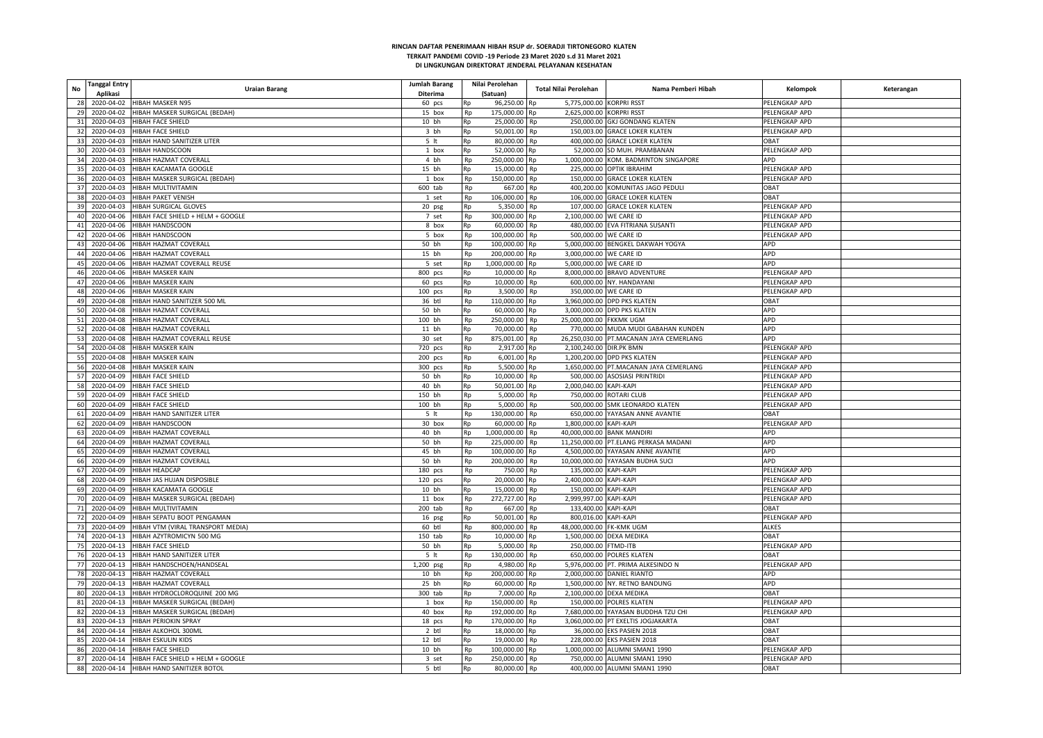**RINCIAN DAFTAR PENERIMAAN HIBAH RSUP dr. SOERADJI TIRTONEGORO KLATEN**
**TERKAIT PANDEMI COVID -19 Periode 23 Maret 2020 s.d 31 Maret 2021**
**DI LINGKUNGAN DIREKTORAT JENDERAL PELAYANAN KESEHATAN**

| No | Tanggal Entry Aplikasi | Uraian Barang | Jumlah Barang Diterima | Nilai Perolehan (Satuan) | | Total Nilai Perolehan | | Nama Pemberi Hibah | Kelompok | Keterangan |
|---|---|---|---|---|---|---|---|---|---|---|
| 28 | 2020-04-02 | HIBAH MASKER N95 | 60 pcs | Rp | 96,250.00 | Rp | 5,775,000.00 | KORPRI RSST | PELENGKAP APD | |
| 29 | 2020-04-02 | HIBAH MASKER SURGICAL (BEDAH) | 15 box | Rp | 175,000.00 | Rp | 2,625,000.00 | KORPRI RSST | PELENGKAP APD | |
| 31 | 2020-04-03 | HIBAH FACE SHIELD | 10 bh | Rp | 25,000.00 | Rp | 250,000.00 | GKJ GONDANG KLATEN | PELENGKAP APD | |
| 32 | 2020-04-03 | HIBAH FACE SHIELD | 3 bh | Rp | 50,001.00 | Rp | 150,003.00 | GRACE LOKER KLATEN | PELENGKAP APD | |
| 33 | 2020-04-03 | HIBAH HAND SANITIZER LITER | 5 lt | Rp | 80,000.00 | Rp | 400,000.00 | GRACE LOKER KLATEN | OBAT | |
| 30 | 2020-04-03 | HIBAH HANDSCOON | 1 box | Rp | 52,000.00 | Rp | 52,000.00 | SD MUH. PRAMBANAN | PELENGKAP APD | |
| 34 | 2020-04-03 | HIBAH HAZMAT COVERALL | 4 bh | Rp | 250,000.00 | Rp | 1,000,000.00 | KOM. BADMINTON SINGAPORE | APD | |
| 35 | 2020-04-03 | HIBAH KACAMATA GOOGLE | 15 bh | Rp | 15,000.00 | Rp | 225,000.00 | OPTIK IBRAHIM | PELENGKAP APD | |
| 36 | 2020-04-03 | HIBAH MASKER SURGICAL (BEDAH) | 1 box | Rp | 150,000.00 | Rp | 150,000.00 | GRACE LOKER KLATEN | PELENGKAP APD | |
| 37 | 2020-04-03 | HIBAH MULTIVITAMIN | 600 tab | Rp | 667.00 | Rp | 400,200.00 | KOMUNITAS JAGO PEDULI | OBAT | |
| 38 | 2020-04-03 | HIBAH PAKET VENISH | 1 set | Rp | 106,000.00 | Rp | 106,000.00 | GRACE LOKER KLATEN | OBAT | |
| 39 | 2020-04-03 | HIBAH SURGICAL GLOVES | 20 psg | Rp | 5,350.00 | Rp | 107,000.00 | GRACE LOKER KLATEN | PELENGKAP APD | |
| 40 | 2020-04-06 | HIBAH FACE SHIELD + HELM + GOOGLE | 7 set | Rp | 300,000.00 | Rp | 2,100,000.00 | WE CARE ID | PELENGKAP APD | |
| 41 | 2020-04-06 | HIBAH HANDSCOON | 8 box | Rp | 60,000.00 | Rp | 480,000.00 | EVA FITRIANA SUSANTI | PELENGKAP APD | |
| 42 | 2020-04-06 | HIBAH HANDSCOON | 5 box | Rp | 100,000.00 | Rp | 500,000.00 | WE CARE ID | PELENGKAP APD | |
| 43 | 2020-04-06 | HIBAH HAZMAT COVERALL | 50 bh | Rp | 100,000.00 | Rp | 5,000,000.00 | BENGKEL DAKWAH YOGYA | APD | |
| 44 | 2020-04-06 | HIBAH HAZMAT COVERALL | 15 bh | Rp | 200,000.00 | Rp | 3,000,000.00 | WE CARE ID | APD | |
| 45 | 2020-04-06 | HIBAH HAZMAT COVERALL REUSE | 5 set | Rp | 1,000,000.00 | Rp | 5,000,000.00 | WE CARE ID | APD | |
| 46 | 2020-04-06 | HIBAH MASKER KAIN | 800 pcs | Rp | 10,000.00 | Rp | 8,000,000.00 | BRAVO ADVENTURE | PELENGKAP APD | |
| 47 | 2020-04-06 | HIBAH MASKER KAIN | 60 pcs | Rp | 10,000.00 | Rp | 600,000.00 | NY. HANDAYANI | PELENGKAP APD | |
| 48 | 2020-04-06 | HIBAH MASKER KAIN | 100 pcs | Rp | 3,500.00 | Rp | 350,000.00 | WE CARE ID | PELENGKAP APD | |
| 49 | 2020-04-08 | HIBAH HAND SANITIZER 500 ML | 36 btl | Rp | 110,000.00 | Rp | 3,960,000.00 | DPD PKS KLATEN | OBAT | |
| 50 | 2020-04-08 | HIBAH HAZMAT COVERALL | 50 bh | Rp | 60,000.00 | Rp | 3,000,000.00 | DPD PKS KLATEN | APD | |
| 51 | 2020-04-08 | HIBAH HAZMAT COVERALL | 100 bh | Rp | 250,000.00 | Rp | 25,000,000.00 | FKKMK UGM | APD | |
| 52 | 2020-04-08 | HIBAH HAZMAT COVERALL | 11 bh | Rp | 70,000.00 | Rp | 770,000.00 | MUDA MUDI GABAHAN KUNDEN | APD | |
| 53 | 2020-04-08 | HIBAH HAZMAT COVERALL REUSE | 30 set | Rp | 875,001.00 | Rp | 26,250,030.00 | PT.MACANAN JAYA CEMERLANG | APD | |
| 54 | 2020-04-08 | HIBAH MASKER KAIN | 720 pcs | Rp | 2,917.00 | Rp | 2,100,240.00 | DIR.PK BMN | PELENGKAP APD | |
| 55 | 2020-04-08 | HIBAH MASKER KAIN | 200 pcs | Rp | 6,001.00 | Rp | 1,200,200.00 | DPD PKS KLATEN | PELENGKAP APD | |
| 56 | 2020-04-08 | HIBAH MASKER KAIN | 300 pcs | Rp | 5,500.00 | Rp | 1,650,000.00 | PT.MACANAN JAYA CEMERLANG | PELENGKAP APD | |
| 57 | 2020-04-09 | HIBAH FACE SHIELD | 50 bh | Rp | 10,000.00 | Rp | 500,000.00 | ASOSIASI PRINTRIDI | PELENGKAP APD | |
| 58 | 2020-04-09 | HIBAH FACE SHIELD | 40 bh | Rp | 50,001.00 | Rp | 2,000,040.00 | KAPI-KAPI | PELENGKAP APD | |
| 59 | 2020-04-09 | HIBAH FACE SHIELD | 150 bh | Rp | 5,000.00 | Rp | 750,000.00 | ROTARI CLUB | PELENGKAP APD | |
| 60 | 2020-04-09 | HIBAH FACE SHIELD | 100 bh | Rp | 5,000.00 | Rp | 500,000.00 | SMK LEONARDO KLATEN | PELENGKAP APD | |
| 61 | 2020-04-09 | HIBAH HAND SANITIZER LITER | 5 lt | Rp | 130,000.00 | Rp | 650,000.00 | YAYASAN ANNE AVANTIE | OBAT | |
| 62 | 2020-04-09 | HIBAH HANDSCOON | 30 box | Rp | 60,000.00 | Rp | 1,800,000.00 | KAPI-KAPI | PELENGKAP APD | |
| 63 | 2020-04-09 | HIBAH HAZMAT COVERALL | 40 bh | Rp | 1,000,000.00 | Rp | 40,000,000.00 | BANK MANDIRI | APD | |
| 64 | 2020-04-09 | HIBAH HAZMAT COVERALL | 50 bh | Rp | 225,000.00 | Rp | 11,250,000.00 | PT.ELANG PERKASA MADANI | APD | |
| 65 | 2020-04-09 | HIBAH HAZMAT COVERALL | 45 bh | Rp | 100,000.00 | Rp | 4,500,000.00 | YAYASAN ANNE AVANTIE | APD | |
| 66 | 2020-04-09 | HIBAH HAZMAT COVERALL | 50 bh | Rp | 200,000.00 | Rp | 10,000,000.00 | YAYASAN BUDHA SUCI | APD | |
| 67 | 2020-04-09 | HIBAH HEADCAP | 180 pcs | Rp | 750.00 | Rp | 135,000.00 | KAPI-KAPI | PELENGKAP APD | |
| 68 | 2020-04-09 | HIBAH JAS HUJAN DISPOSIBLE | 120 pcs | Rp | 20,000.00 | Rp | 2,400,000.00 | KAPI-KAPI | PELENGKAP APD | |
| 69 | 2020-04-09 | HIBAH KACAMATA GOOGLE | 10 bh | Rp | 15,000.00 | Rp | 150,000.00 | KAPI-KAPI | PELENGKAP APD | |
| 70 | 2020-04-09 | HIBAH MASKER SURGICAL (BEDAH) | 11 box | Rp | 272,727.00 | Rp | 2,999,997.00 | KAPI-KAPI | PELENGKAP APD | |
| 71 | 2020-04-09 | HIBAH MULTIVITAMIN | 200 tab | Rp | 667.00 | Rp | 133,400.00 | KAPI-KAPI | OBAT | |
| 72 | 2020-04-09 | HIBAH SEPATU BOOT PENGAMAN | 16 psg | Rp | 50,001.00 | Rp | 800,016.00 | KAPI-KAPI | PELENGKAP APD | |
| 73 | 2020-04-09 | HIBAH VTM (VIRAL TRANSPORT MEDIA) | 60 btl | Rp | 800,000.00 | Rp | 48,000,000.00 | FK-KMK UGM | ALKES | |
| 74 | 2020-04-13 | HIBAH AZYTROMICYN 500 MG | 150 tab | Rp | 10,000.00 | Rp | 1,500,000.00 | DEXA MEDIKA | OBAT | |
| 75 | 2020-04-13 | HIBAH FACE SHIELD | 50 bh | Rp | 5,000.00 | Rp | 250,000.00 | FTMD-ITB | PELENGKAP APD | |
| 76 | 2020-04-13 | HIBAH HAND SANITIZER LITER | 5 lt | Rp | 130,000.00 | Rp | 650,000.00 | POLRES KLATEN | OBAT | |
| 77 | 2020-04-13 | HIBAH HANDSCHOEN/HANDSEAL | 1,200 psg | Rp | 4,980.00 | Rp | 5,976,000.00 | PT. PRIMA ALKESINDO N | PELENGKAP APD | |
| 78 | 2020-04-13 | HIBAH HAZMAT COVERALL | 10 bh | Rp | 200,000.00 | Rp | 2,000,000.00 | DANIEL RIANTO | APD | |
| 79 | 2020-04-13 | HIBAH HAZMAT COVERALL | 25 bh | Rp | 60,000.00 | Rp | 1,500,000.00 | NY. RETNO BANDUNG | APD | |
| 80 | 2020-04-13 | HIBAH HYDROCLOROQUINE 200 MG | 300 tab | Rp | 7,000.00 | Rp | 2,100,000.00 | DEXA MEDIKA | OBAT | |
| 81 | 2020-04-13 | HIBAH MASKER SURGICAL (BEDAH) | 1 box | Rp | 150,000.00 | Rp | 150,000.00 | POLRES KLATEN | PELENGKAP APD | |
| 82 | 2020-04-13 | HIBAH MASKER SURGICAL (BEDAH) | 40 box | Rp | 192,000.00 | Rp | 7,680,000.00 | YAYASAN BUDDHA TZU CHI | PELENGKAP APD | |
| 83 | 2020-04-13 | HIBAH PERIOKIN SPRAY | 18 pcs | Rp | 170,000.00 | Rp | 3,060,000.00 | PT EXELTIS JOGJAKARTA | OBAT | |
| 84 | 2020-04-14 | HIBAH ALKOHOL 300ML | 2 btl | Rp | 18,000.00 | Rp | 36,000.00 | EKS PASIEN 2018 | OBAT | |
| 85 | 2020-04-14 | HIBAH ESKULIN KIDS | 12 btl | Rp | 19,000.00 | Rp | 228,000.00 | EKS PASIEN 2018 | OBAT | |
| 86 | 2020-04-14 | HIBAH FACE SHIELD | 10 bh | Rp | 100,000.00 | Rp | 1,000,000.00 | ALUMNI SMAN1 1990 | PELENGKAP APD | |
| 87 | 2020-04-14 | HIBAH FACE SHIELD + HELM + GOOGLE | 3 set | Rp | 250,000.00 | Rp | 750,000.00 | ALUMNI SMAN1 1990 | PELENGKAP APD | |
| 88 | 2020-04-14 | HIBAH HAND SANITIZER BOTOL | 5 btl | Rp | 80,000.00 | Rp | 400,000.00 | ALUMNI SMAN1 1990 | OBAT | |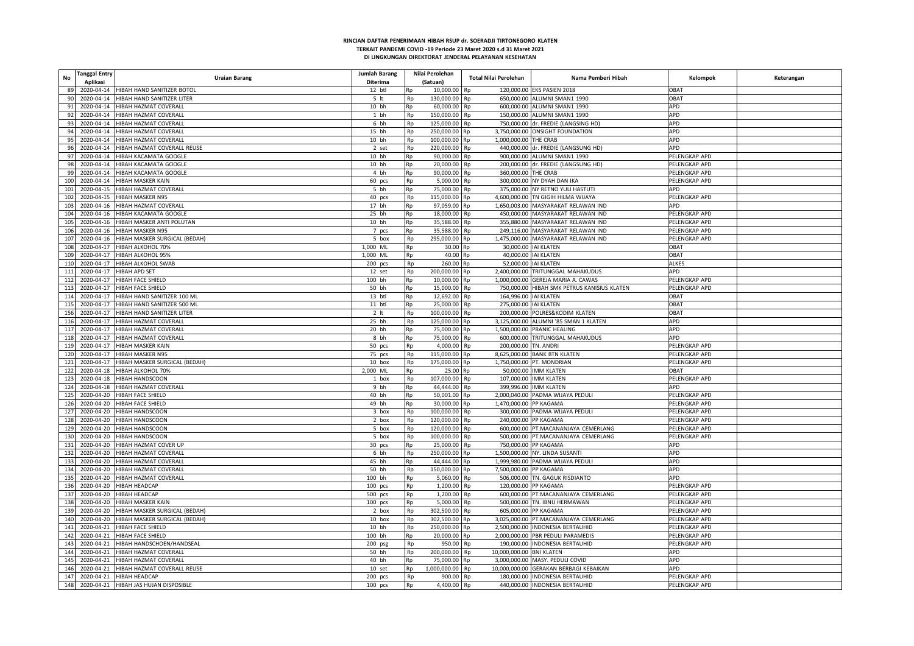**RINCIAN DAFTAR PENERIMAAN HIBAH RSUP dr. SOERADJI TIRTONEGORO KLATEN**
**TERKAIT PANDEMI COVID -19 Periode 23 Maret 2020 s.d 31 Maret 2021**
**DI LINGKUNGAN DIREKTORAT JENDERAL PELAYANAN KESEHATAN**

| No | Tanggal Entry Aplikasi | Uraian Barang | Jumlah Barang Diterima | Nilai Perolehan (Satuan) | Total Nilai Perolehan | Nama Pemberi Hibah | Kelompok | Keterangan |
|---|---|---|---|---|---|---|---|---|
| 89 | 2020-04-14 | HIBAH HAND SANITIZER BOTOL | 12 btl | Rp 10,000.00 | Rp 120,000.00 | EKS PASIEN 2018 | OBAT | |
| 90 | 2020-04-14 | HIBAH HAND SANITIZER LITER | 5 lt | Rp 130,000.00 | Rp 650,000.00 | ALUMNI SMAN1 1990 | OBAT | |
| 91 | 2020-04-14 | HIBAH HAZMAT COVERALL | 10 bh | Rp 60,000.00 | Rp 600,000.00 | ALUMNI SMAN1 1990 | APD | |
| 92 | 2020-04-14 | HIBAH HAZMAT COVERALL | 1 bh | Rp 150,000.00 | Rp 150,000.00 | ALUMNI SMAN1 1990 | APD | |
| 93 | 2020-04-14 | HIBAH HAZMAT COVERALL | 6 bh | Rp 125,000.00 | Rp 750,000.00 | dr. FREDIE (LANGSING HD) | APD | |
| 94 | 2020-04-14 | HIBAH HAZMAT COVERALL | 15 bh | Rp 250,000.00 | Rp 3,750,000.00 | ONSIGHT FOUNDATION | APD | |
| 95 | 2020-04-14 | HIBAH HAZMAT COVERALL | 10 bh | Rp 100,000.00 | Rp 1,000,000.00 | THE CRAB | APD | |
| 96 | 2020-04-14 | HIBAH HAZMAT COVERALL REUSE | 2 set | Rp 220,000.00 | Rp 440,000.00 | dr. FREDIE (LANGSUNG HD) | APD | |
| 97 | 2020-04-14 | HIBAH KACAMATA GOOGLE | 10 bh | Rp 90,000.00 | Rp 900,000.00 | ALUMNI SMAN1 1990 | PELENGKAP APD | |
| 98 | 2020-04-14 | HIBAH KACAMATA GOOGLE | 10 bh | Rp 20,000.00 | Rp 200,000.00 | dr. FREDIE (LANGSUNG HD) | PELENGKAP APD | |
| 99 | 2020-04-14 | HIBAH KACAMATA GOOGLE | 4 bh | Rp 90,000.00 | Rp 360,000.00 | THE CRAB | PELENGKAP APD | |
| 100 | 2020-04-14 | HIBAH MASKER KAIN | 60 pcs | Rp 5,000.00 | Rp 300,000.00 | NY DYAH DAN IKA | PELENGKAP APD | |
| 101 | 2020-04-15 | HIBAH HAZMAT COVERALL | 5 bh | Rp 75,000.00 | Rp 375,000.00 | NY RETNO YULI HASTUTI | APD | |
| 102 | 2020-04-15 | HIBAH MASKER N95 | 40 pcs | Rp 115,000.00 | Rp 4,600,000.00 | TN GIGIH HILMA WIJAYA | PELENGKAP APD | |
| 103 | 2020-04-16 | HIBAH HAZMAT COVERALL | 17 bh | Rp 97,059.00 | Rp 1,650,003.00 | MASYARAKAT RELAWAN IND | APD | |
| 104 | 2020-04-16 | HIBAH KACAMATA GOOGLE | 25 bh | Rp 18,000.00 | Rp 450,000.00 | MASYARAKAT RELAWAN IND | PELENGKAP APD | |
| 105 | 2020-04-16 | HIBAH MASKER ANTI POLUTAN | 10 bh | Rp 35,588.00 | Rp 355,880.00 | MASYARAKAT RELAWAN IND | PELENGKAP APD | |
| 106 | 2020-04-16 | HIBAH MASKER N95 | 7 pcs | Rp 35,588.00 | Rp 249,116.00 | MASYARAKAT RELAWAN IND | PELENGKAP APD | |
| 107 | 2020-04-16 | HIBAH MASKER SURGICAL (BEDAH) | 5 box | Rp 295,000.00 | Rp 1,475,000.00 | MASYARAKAT RELAWAN IND | PELENGKAP APD | |
| 108 | 2020-04-17 | HIBAH ALKOHOL 70% | 1,000 ML | Rp 30.00 | Rp 30,000.00 | IAI KLATEN | OBAT | |
| 109 | 2020-04-17 | HIBAH ALKOHOL 95% | 1,000 ML | Rp 40.00 | Rp 40,000.00 | IAI KLATEN | OBAT | |
| 110 | 2020-04-17 | HIBAH ALKOHOL SWAB | 200 pcs | Rp 260.00 | Rp 52,000.00 | IAI KLATEN | ALKES | |
| 111 | 2020-04-17 | HIBAH APD SET | 12 set | Rp 200,000.00 | Rp 2,400,000.00 | TRITUNGGAL MAHAKUDUS | APD | |
| 112 | 2020-04-17 | HIBAH FACE SHIELD | 100 bh | Rp 10,000.00 | Rp 1,000,000.00 | GEREJA MARIA A. CAWAS | PELENGKAP APD | |
| 113 | 2020-04-17 | HIBAH FACE SHIELD | 50 bh | Rp 15,000.00 | Rp 750,000.00 | HIBAH SMK PETRUS KANISIUS KLATEN | PELENGKAP APD | |
| 114 | 2020-04-17 | HIBAH HAND SANITIZER 100 ML | 13 btl | Rp 12,692.00 | Rp 164,996.00 | IAI KLATEN | OBAT | |
| 115 | 2020-04-17 | HIBAH HAND SANITIZER 500 ML | 11 btl | Rp 25,000.00 | Rp 275,000.00 | IAI KLATEN | OBAT | |
| 156 | 2020-04-17 | HIBAH HAND SANITIZER LITER | 2 lt | Rp 100,000.00 | Rp 200,000.00 | POLRES&KODIM KLATEN | OBAT | |
| 116 | 2020-04-17 | HIBAH HAZMAT COVERALL | 25 bh | Rp 125,000.00 | Rp 3,125,000.00 | ALUMNI '85 SMAN 1 KLATEN | APD | |
| 117 | 2020-04-17 | HIBAH HAZMAT COVERALL | 20 bh | Rp 75,000.00 | Rp 1,500,000.00 | PRANIC HEALING | APD | |
| 118 | 2020-04-17 | HIBAH HAZMAT COVERALL | 8 bh | Rp 75,000.00 | Rp 600,000.00 | TRITUNGGAL MAHAKUDUS | APD | |
| 119 | 2020-04-17 | HIBAH MASKER KAIN | 50 pcs | Rp 4,000.00 | Rp 200,000.00 | TN. ANDRI | PELENGKAP APD | |
| 120 | 2020-04-17 | HIBAH MASKER N95 | 75 pcs | Rp 115,000.00 | Rp 8,625,000.00 | BANK BTN KLATEN | PELENGKAP APD | |
| 121 | 2020-04-17 | HIBAH MASKER SURGICAL (BEDAH) | 10 box | Rp 175,000.00 | Rp 1,750,000.00 | PT. MONDRIAN | PELENGKAP APD | |
| 122 | 2020-04-18 | HIBAH ALKOHOL 70% | 2,000 ML | Rp 25.00 | Rp 50,000.00 | IMM KLATEN | OBAT | |
| 123 | 2020-04-18 | HIBAH HANDSCOON | 1 box | Rp 107,000.00 | Rp 107,000.00 | IMM KLATEN | PELENGKAP APD | |
| 124 | 2020-04-18 | HIBAH HAZMAT COVERALL | 9 bh | Rp 44,444.00 | Rp 399,996.00 | IMM KLATEN | APD | |
| 125 | 2020-04-20 | HIBAH FACE SHIELD | 40 bh | Rp 50,001.00 | Rp 2,000,040.00 | PADMA WIJAYA PEDULI | PELENGKAP APD | |
| 126 | 2020-04-20 | HIBAH FACE SHIELD | 49 bh | Rp 30,000.00 | Rp 1,470,000.00 | PP KAGAMA | PELENGKAP APD | |
| 127 | 2020-04-20 | HIBAH HANDSCOON | 3 box | Rp 100,000.00 | Rp 300,000.00 | PADMA WIJAYA PEDULI | PELENGKAP APD | |
| 128 | 2020-04-20 | HIBAH HANDSCOON | 2 box | Rp 120,000.00 | Rp 240,000.00 | PP KAGAMA | PELENGKAP APD | |
| 129 | 2020-04-20 | HIBAH HANDSCOON | 5 box | Rp 120,000.00 | Rp 600,000.00 | PT.MACANANJAYA CEMERLANG | PELENGKAP APD | |
| 130 | 2020-04-20 | HIBAH HANDSCOON | 5 box | Rp 100,000.00 | Rp 500,000.00 | PT.MACANANJAYA CEMERLANG | PELENGKAP APD | |
| 131 | 2020-04-20 | HIBAH HAZMAT COVER UP | 30 pcs | Rp 25,000.00 | Rp 750,000.00 | PP KAGAMA | APD | |
| 132 | 2020-04-20 | HIBAH HAZMAT COVERALL | 6 bh | Rp 250,000.00 | Rp 1,500,000.00 | NY. LINDA SUSANTI | APD | |
| 133 | 2020-04-20 | HIBAH HAZMAT COVERALL | 45 bh | Rp 44,444.00 | Rp 1,999,980.00 | PADMA WIJAYA PEDULI | APD | |
| 134 | 2020-04-20 | HIBAH HAZMAT COVERALL | 50 bh | Rp 150,000.00 | Rp 7,500,000.00 | PP KAGAMA | APD | |
| 135 | 2020-04-20 | HIBAH HAZMAT COVERALL | 100 bh | Rp 5,060.00 | Rp 506,000.00 | TN. GAGUK RISDIANTO | APD | |
| 136 | 2020-04-20 | HIBAH HEADCAP | 100 pcs | Rp 1,200.00 | Rp 120,000.00 | PP KAGAMA | PELENGKAP APD | |
| 137 | 2020-04-20 | HIBAH HEADCAP | 500 pcs | Rp 1,200.00 | Rp 600,000.00 | PT.MACANANJAYA CEMERLANG | PELENGKAP APD | |
| 138 | 2020-04-20 | HIBAH MASKER KAIN | 100 pcs | Rp 5,000.00 | Rp 500,000.00 | TN. IBNU HERMAWAN | PELENGKAP APD | |
| 139 | 2020-04-20 | HIBAH MASKER SURGICAL (BEDAH) | 2 box | Rp 302,500.00 | Rp 605,000.00 | PP KAGAMA | PELENGKAP APD | |
| 140 | 2020-04-20 | HIBAH MASKER SURGICAL (BEDAH) | 10 box | Rp 302,500.00 | Rp 3,025,000.00 | PT.MACANANJAYA CEMERLANG | PELENGKAP APD | |
| 141 | 2020-04-21 | HIBAH FACE SHIELD | 10 bh | Rp 250,000.00 | Rp 2,500,000.00 | INDONESIA BERTAUHID | PELENGKAP APD | |
| 142 | 2020-04-21 | HIBAH FACE SHIELD | 100 bh | Rp 20,000.00 | Rp 2,000,000.00 | PBR PEDULI PARAMEDIS | PELENGKAP APD | |
| 143 | 2020-04-21 | HIBAH HANDSCHOEN/HANDSEAL | 200 psg | Rp 950.00 | Rp 190,000.00 | INDONESIA BERTAUHID | PELENGKAP APD | |
| 144 | 2020-04-21 | HIBAH HAZMAT COVERALL | 50 bh | Rp 200,000.00 | Rp 10,000,000.00 | BNI KLATEN | APD | |
| 145 | 2020-04-21 | HIBAH HAZMAT COVERALL | 40 bh | Rp 75,000.00 | Rp 3,000,000.00 | MASY. PEDULI COVID | APD | |
| 146 | 2020-04-21 | HIBAH HAZMAT COVERALL REUSE | 10 set | Rp 1,000,000.00 | Rp 10,000,000.00 | GERAKAN BERBAGI KEBAIKAN | APD | |
| 147 | 2020-04-21 | HIBAH HEADCAP | 200 pcs | Rp 900.00 | Rp 180,000.00 | INDONESIA BERTAUHID | PELENGKAP APD | |
| 148 | 2020-04-21 | HIBAH JAS HUJAN DISPOSIBLE | 100 pcs | Rp 4,400.00 | Rp 440,000.00 | INDONESIA BERTAUHID | PELENGKAP APD | |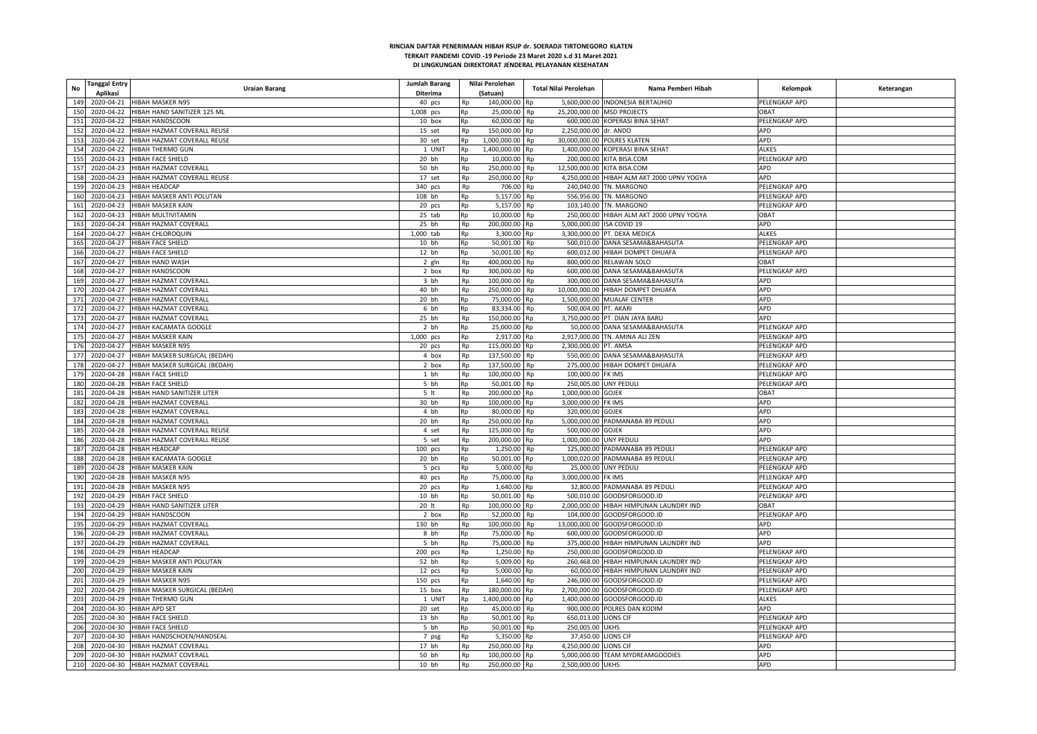**RINCIAN DAFTAR PENERIMAAN HIBAH RSUP dr. SOERADJI TIRTONEGORO KLATEN**
**TERKAIT PANDEMI COVID -19 Periode 23 Maret 2020 s.d 31 Maret 2021**
**DI LINGKUNGAN DIREKTORAT JENDERAL PELAYANAN KESEHATAN**

| No | Tanggal Entry Aplikasi | Uraian Barang | Jumlah Barang Diterima | Nilai Perolehan (Satuan) | Total Nilai Perolehan | Nama Pemberi Hibah | Kelompok | Keterangan |
|---|---|---|---|---|---|---|---|---|
| 149 | 2020-04-21 | HIBAH MASKER N95 | 40 pcs | Rp 140,000.00 | Rp 5,600,000.00 | INDONESIA BERTAUHID | PELENGKAP APD | |
| 150 | 2020-04-22 | HIBAH HAND SANITIZER 125 ML | 1,008 pcs | Rp 25,000.00 | Rp 25,200,000.00 | MSD PROJECTS | OBAT | |
| 151 | 2020-04-22 | HIBAH HANDSCOON | 10 box | Rp 60,000.00 | Rp 600,000.00 | KOPERASI BINA SEHAT | PELENGKAP APD | |
| 152 | 2020-04-22 | HIBAH HAZMAT COVERALL REUSE | 15 set | Rp 150,000.00 | Rp 2,250,000.00 | dr. ANDO | APD | |
| 153 | 2020-04-22 | HIBAH HAZMAT COVERALL REUSE | 30 set | Rp 1,000,000.00 | Rp 30,000,000.00 | POLRES KLATEN | APD | |
| 154 | 2020-04-22 | HIBAH THERMO GUN | 1 UNIT | Rp 1,400,000.00 | Rp 1,400,000.00 | KOPERASI BINA SEHAT | ALKES | |
| 155 | 2020-04-23 | HIBAH FACE SHIELD | 20 bh | Rp 10,000.00 | Rp 200,000.00 | KITA BISA.COM | PELENGKAP APD | |
| 157 | 2020-04-23 | HIBAH HAZMAT COVERALL | 50 bh | Rp 250,000.00 | Rp 12,500,000.00 | KITA BISA.COM | APD | |
| 158 | 2020-04-23 | HIBAH HAZMAT COVERALL REUSE | 17 set | Rp 250,000.00 | Rp 4,250,000.00 | HIBAH ALM AKT 2000 UPNV YOGYA | APD | |
| 159 | 2020-04-23 | HIBAH HEADCAP | 340 pcs | Rp 706.00 | Rp 240,040.00 | TN. MARGONO | PELENGKAP APD | |
| 160 | 2020-04-23 | HIBAH MASKER ANTI POLUTAN | 108 bh | Rp 5,157.00 | Rp 556,956.00 | TN. MARGONO | PELENGKAP APD | |
| 161 | 2020-04-23 | HIBAH MASKER KAIN | 20 pcs | Rp 5,157.00 | Rp 103,140.00 | TN. MARGONO | PELENGKAP APD | |
| 162 | 2020-04-23 | HIBAH MULTIVITAMIN | 25 tab | Rp 10,000.00 | Rp 250,000.00 | HIBAH ALM AKT 2000 UPNV YOGYA | OBAT | |
| 163 | 2020-04-24 | HIBAH HAZMAT COVERALL | 25 bh | Rp 200,000.00 | Rp 5,000,000.00 | ISA COVID 19 | APD | |
| 164 | 2020-04-27 | HIBAH CHLOROQUIN | 1,000 tab | Rp 3,300.00 | Rp 3,300,000.00 | PT. DEXA MEDICA | ALKES | |
| 165 | 2020-04-27 | HIBAH FACE SHIELD | 10 bh | Rp 50,001.00 | Rp 500,010.00 | DANA SESAMA&BAHASUTA | PELENGKAP APD | |
| 166 | 2020-04-27 | HIBAH FACE SHIELD | 12 bh | Rp 50,001.00 | Rp 600,012.00 | HIBAH DOMPET DHUAFA | PELENGKAP APD | |
| 167 | 2020-04-27 | HIBAH HAND WASH | 2 gln | Rp 400,000.00 | Rp 800,000.00 | RELAWAN SOLO | OBAT | |
| 168 | 2020-04-27 | HIBAH HANDSCOON | 2 box | Rp 300,000.00 | Rp 600,000.00 | DANA SESAMA&BAHASUTA | PELENGKAP APD | |
| 169 | 2020-04-27 | HIBAH HAZMAT COVERALL | 3 bh | Rp 100,000.00 | Rp 300,000.00 | DANA SESAMA&BAHASUTA | APD | |
| 170 | 2020-04-27 | HIBAH HAZMAT COVERALL | 40 bh | Rp 250,000.00 | Rp 10,000,000.00 | HIBAH DOMPET DHUAFA | APD | |
| 171 | 2020-04-27 | HIBAH HAZMAT COVERALL | 20 bh | Rp 75,000.00 | Rp 1,500,000.00 | MUALAF CENTER | APD | |
| 172 | 2020-04-27 | HIBAH HAZMAT COVERALL | 6 bh | Rp 83,334.00 | Rp 500,004.00 | PT. AKARI | APD | |
| 173 | 2020-04-27 | HIBAH HAZMAT COVERALL | 25 bh | Rp 150,000.00 | Rp 3,750,000.00 | PT. DIAN JAYA BARU | APD | |
| 174 | 2020-04-27 | HIBAH KACAMATA GOOGLE | 2 bh | Rp 25,000.00 | Rp 50,000.00 | DANA SESAMA&BAHASUTA | PELENGKAP APD | |
| 175 | 2020-04-27 | HIBAH MASKER KAIN | 1,000 pcs | Rp 2,917.00 | Rp 2,917,000.00 | TN. AMINA ALI ZEN | PELENGKAP APD | |
| 176 | 2020-04-27 | HIBAH MASKER N95 | 20 pcs | Rp 115,000.00 | Rp 2,300,000.00 | PT. AMSA | PELENGKAP APD | |
| 177 | 2020-04-27 | HIBAH MASKER SURGICAL (BEDAH) | 4 box | Rp 137,500.00 | Rp 550,000.00 | DANA SESAMA&BAHASUTA | PELENGKAP APD | |
| 178 | 2020-04-27 | HIBAH MASKER SURGICAL (BEDAH) | 2 box | Rp 137,500.00 | Rp 275,000.00 | HIBAH DOMPET DHUAFA | PELENGKAP APD | |
| 179 | 2020-04-28 | HIBAH FACE SHIELD | 1 bh | Rp 100,000.00 | Rp 100,000.00 | FK IMS | PELENGKAP APD | |
| 180 | 2020-04-28 | HIBAH FACE SHIELD | 5 bh | Rp 50,001.00 | Rp 250,005.00 | UNY PEDULI | PELENGKAP APD | |
| 181 | 2020-04-28 | HIBAH HAND SANITIZER LITER | 5 lt | Rp 200,000.00 | Rp 1,000,000.00 | GOJEK | OBAT | |
| 182 | 2020-04-28 | HIBAH HAZMAT COVERALL | 30 bh | Rp 100,000.00 | Rp 3,000,000.00 | FK IMS | APD | |
| 183 | 2020-04-28 | HIBAH HAZMAT COVERALL | 4 bh | Rp 80,000.00 | Rp 320,000.00 | GOJEK | APD | |
| 184 | 2020-04-28 | HIBAH HAZMAT COVERALL | 20 bh | Rp 250,000.00 | Rp 5,000,000.00 | PADMANABA 89 PEDULI | APD | |
| 185 | 2020-04-28 | HIBAH HAZMAT COVERALL REUSE | 4 set | Rp 125,000.00 | Rp 500,000.00 | GOJEK | APD | |
| 186 | 2020-04-28 | HIBAH HAZMAT COVERALL REUSE | 5 set | Rp 200,000.00 | Rp 1,000,000.00 | UNY PEDULI | APD | |
| 187 | 2020-04-28 | HIBAH HEADCAP | 100 pcs | Rp 1,250.00 | Rp 125,000.00 | PADMANABA 89 PEDULI | PELENGKAP APD | |
| 188 | 2020-04-28 | HIBAH KACAMATA GOOGLE | 20 bh | Rp 50,001.00 | Rp 1,000,020.00 | PADMANABA 89 PEDULI | PELENGKAP APD | |
| 189 | 2020-04-28 | HIBAH MASKER KAIN | 5 pcs | Rp 5,000.00 | Rp 25,000.00 | UNY PEDULI | PELENGKAP APD | |
| 190 | 2020-04-28 | HIBAH MASKER N95 | 40 pcs | Rp 75,000.00 | Rp 3,000,000.00 | FK IMS | PELENGKAP APD | |
| 191 | 2020-04-28 | HIBAH MASKER N95 | 20 pcs | Rp 1,640.00 | Rp 32,800.00 | PADMANABA 89 PEDULI | PELENGKAP APD | |
| 192 | 2020-04-29 | HIBAH FACE SHIELD | 10 bh | Rp 50,001.00 | Rp 500,010.00 | GOODSFORGOOD.ID | PELENGKAP APD | |
| 193 | 2020-04-29 | HIBAH HAND SANITIZER LITER | 20 lt | Rp 100,000.00 | Rp 2,000,000.00 | HIBAH HIMPUNAN LAUNDRY IND | OBAT | |
| 194 | 2020-04-29 | HIBAH HANDSCOON | 2 box | Rp 52,000.00 | Rp 104,000.00 | GOODSFORGOOD.ID | PELENGKAP APD | |
| 195 | 2020-04-29 | HIBAH HAZMAT COVERALL | 130 bh | Rp 100,000.00 | Rp 13,000,000.00 | GOODSFORGOOD.ID | APD | |
| 196 | 2020-04-29 | HIBAH HAZMAT COVERALL | 8 bh | Rp 75,000.00 | Rp 600,000.00 | GOODSFORGOOD.ID | APD | |
| 197 | 2020-04-29 | HIBAH HAZMAT COVERALL | 5 bh | Rp 75,000.00 | Rp 375,000.00 | HIBAH HIMPUNAN LAUNDRY IND | APD | |
| 198 | 2020-04-29 | HIBAH HEADCAP | 200 pcs | Rp 1,250.00 | Rp 250,000.00 | GOODSFORGOOD.ID | PELENGKAP APD | |
| 199 | 2020-04-29 | HIBAH MASKER ANTI POLUTAN | 52 bh | Rp 5,009.00 | Rp 260,468.00 | HIBAH HIMPUNAN LAUNDRY IND | PELENGKAP APD | |
| 200 | 2020-04-29 | HIBAH MASKER KAIN | 12 pcs | Rp 5,000.00 | Rp 60,000.00 | HIBAH HIMPUNAN LAUNDRY IND | PELENGKAP APD | |
| 201 | 2020-04-29 | HIBAH MASKER N95 | 150 pcs | Rp 1,640.00 | Rp 246,000.00 | GOODSFORGOOD.ID | PELENGKAP APD | |
| 202 | 2020-04-29 | HIBAH MASKER SURGICAL (BEDAH) | 15 box | Rp 180,000.00 | Rp 2,700,000.00 | GOODSFORGOOD.ID | PELENGKAP APD | |
| 203 | 2020-04-29 | HIBAH THERMO GUN | 1 UNIT | Rp 1,400,000.00 | Rp 1,400,000.00 | GOODSFORGOOD.ID | ALKES | |
| 204 | 2020-04-30 | HIBAH APD SET | 20 set | Rp 45,000.00 | Rp 900,000.00 | POLRES DAN KODIM | APD | |
| 205 | 2020-04-30 | HIBAH FACE SHIELD | 13 bh | Rp 50,001.00 | Rp 650,013.00 | LIONS CIF | PELENGKAP APD | |
| 206 | 2020-04-30 | HIBAH FACE SHIELD | 5 bh | Rp 50,001.00 | Rp 250,005.00 | UKHS | PELENGKAP APD | |
| 207 | 2020-04-30 | HIBAH HANDSCHOEN/HANDSEAL | 7 psg | Rp 5,350.00 | Rp 37,450.00 | LIONS CIF | PELENGKAP APD | |
| 208 | 2020-04-30 | HIBAH HAZMAT COVERALL | 17 bh | Rp 250,000.00 | Rp 4,250,000.00 | LIONS CIF | APD | |
| 209 | 2020-04-30 | HIBAH HAZMAT COVERALL | 50 bh | Rp 100,000.00 | Rp 5,000,000.00 | TEAM MYDREAMGOODIES | APD | |
| 210 | 2020-04-30 | HIBAH HAZMAT COVERALL | 10 bh | Rp 250,000.00 | Rp 2,500,000.00 | UKHS | APD | |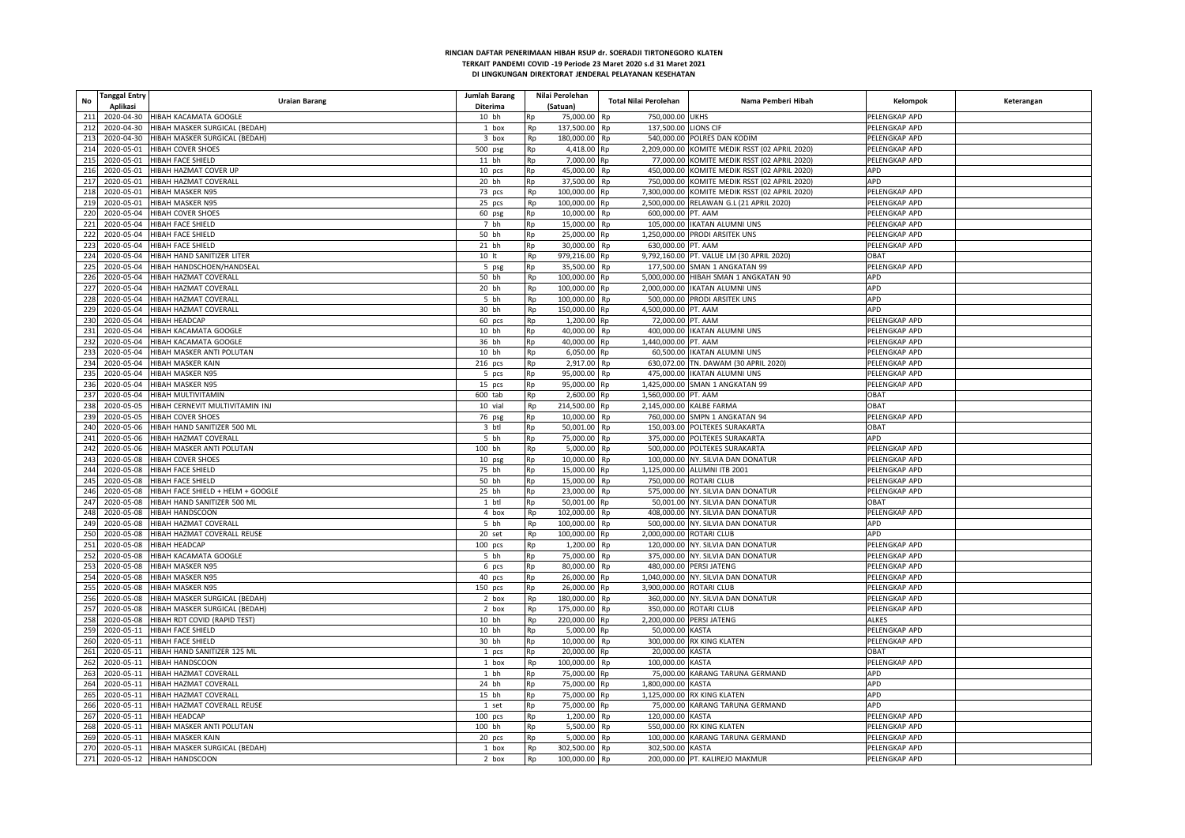**RINCIAN DAFTAR PENERIMAAN HIBAH RSUP dr. SOERADJI TIRTONEGORO KLATEN**
**TERKAIT PANDEMI COVID -19 Periode 23 Maret 2020 s.d 31 Maret 2021**
**DI LINGKUNGAN DIREKTORAT JENDERAL PELAYANAN KESEHATAN**

| No | Tanggal Entry Aplikasi | Uraian Barang | Jumlah Barang Diterima | Nilai Perolehan (Satuan) | Total Nilai Perolehan | Nama Pemberi Hibah | Kelompok | Keterangan |
|---|---|---|---|---|---|---|---|---|
| 211 | 2020-04-30 | HIBAH KACAMATA GOOGLE | 10 bh | Rp 75,000.00 | Rp 750,000.00 | UKHS | PELENGKAP APD | |
| 212 | 2020-04-30 | HIBAH MASKER SURGICAL (BEDAH) | 1 box | Rp 137,500.00 | Rp 137,500.00 | LIONS CIF | PELENGKAP APD | |
| 213 | 2020-04-30 | HIBAH MASKER SURGICAL (BEDAH) | 3 box | Rp 180,000.00 | Rp 540,000.00 | POLRES DAN KODIM | PELENGKAP APD | |
| 214 | 2020-05-01 | HIBAH COVER SHOES | 500 psg | Rp 4,418.00 | Rp 2,209,000.00 | KOMITE MEDIK RSST (02 APRIL 2020) | PELENGKAP APD | |
| 215 | 2020-05-01 | HIBAH FACE SHIELD | 11 bh | Rp 7,000.00 | Rp 77,000.00 | KOMITE MEDIK RSST (02 APRIL 2020) | PELENGKAP APD | |
| 216 | 2020-05-01 | HIBAH HAZMAT COVER UP | 10 pcs | Rp 45,000.00 | Rp 450,000.00 | KOMITE MEDIK RSST (02 APRIL 2020) | APD | |
| 217 | 2020-05-01 | HIBAH HAZMAT COVERALL | 20 bh | Rp 37,500.00 | Rp 750,000.00 | KOMITE MEDIK RSST (02 APRIL 2020) | APD | |
| 218 | 2020-05-01 | HIBAH MASKER N95 | 73 pcs | Rp 100,000.00 | Rp 7,300,000.00 | KOMITE MEDIK RSST (02 APRIL 2020) | PELENGKAP APD | |
| 219 | 2020-05-01 | HIBAH MASKER N95 | 25 pcs | Rp 100,000.00 | Rp 2,500,000.00 | RELAWAN G.L (21 APRIL 2020) | PELENGKAP APD | |
| 220 | 2020-05-04 | HIBAH COVER SHOES | 60 psg | Rp 10,000.00 | Rp 600,000.00 | PT. AAM | PELENGKAP APD | |
| 221 | 2020-05-04 | HIBAH FACE SHIELD | 7 bh | Rp 15,000.00 | Rp 105,000.00 | IKATAN ALUMNI UNS | PELENGKAP APD | |
| 222 | 2020-05-04 | HIBAH FACE SHIELD | 50 bh | Rp 25,000.00 | Rp 1,250,000.00 | PRODI ARSITEK UNS | PELENGKAP APD | |
| 223 | 2020-05-04 | HIBAH FACE SHIELD | 21 bh | Rp 30,000.00 | Rp 630,000.00 | PT. AAM | PELENGKAP APD | |
| 224 | 2020-05-04 | HIBAH HAND SANITIZER LITER | 10 lt | Rp 979,216.00 | Rp 9,792,160.00 | PT. VALUE LM (30 APRIL 2020) | OBAT | |
| 225 | 2020-05-04 | HIBAH HANDSCHOEN/HANDSEAL | 5 psg | Rp 35,500.00 | Rp 177,500.00 | SMAN 1 ANGKATAN 99 | PELENGKAP APD | |
| 226 | 2020-05-04 | HIBAH HAZMAT COVERALL | 50 bh | Rp 100,000.00 | Rp 5,000,000.00 | HIBAH SMAN 1 ANGKATAN 90 | APD | |
| 227 | 2020-05-04 | HIBAH HAZMAT COVERALL | 20 bh | Rp 100,000.00 | Rp 2,000,000.00 | IKATAN ALUMNI UNS | APD | |
| 228 | 2020-05-04 | HIBAH HAZMAT COVERALL | 5 bh | Rp 100,000.00 | Rp 500,000.00 | PRODI ARSITEK UNS | APD | |
| 229 | 2020-05-04 | HIBAH HAZMAT COVERALL | 30 bh | Rp 150,000.00 | Rp 4,500,000.00 | PT. AAM | APD | |
| 230 | 2020-05-04 | HIBAH HEADCAP | 60 pcs | Rp 1,200.00 | Rp 72,000.00 | PT. AAM | PELENGKAP APD | |
| 231 | 2020-05-04 | HIBAH KACAMATA GOOGLE | 10 bh | Rp 40,000.00 | Rp 400,000.00 | IKATAN ALUMNI UNS | PELENGKAP APD | |
| 232 | 2020-05-04 | HIBAH KACAMATA GOOGLE | 36 bh | Rp 40,000.00 | Rp 1,440,000.00 | PT. AAM | PELENGKAP APD | |
| 233 | 2020-05-04 | HIBAH MASKER ANTI POLUTAN | 10 bh | Rp 6,050.00 | Rp 60,500.00 | IKATAN ALUMNI UNS | PELENGKAP APD | |
| 234 | 2020-05-04 | HIBAH MASKER KAIN | 216 pcs | Rp 2,917.00 | Rp 630,072.00 | TN. DAWAM (30 APRIL 2020) | PELENGKAP APD | |
| 235 | 2020-05-04 | HIBAH MASKER N95 | 5 pcs | Rp 95,000.00 | Rp 475,000.00 | IKATAN ALUMNI UNS | PELENGKAP APD | |
| 236 | 2020-05-04 | HIBAH MASKER N95 | 15 pcs | Rp 95,000.00 | Rp 1,425,000.00 | SMAN 1 ANGKATAN 99 | PELENGKAP APD | |
| 237 | 2020-05-04 | HIBAH MULTIVITAMIN | 600 tab | Rp 2,600.00 | Rp 1,560,000.00 | PT. AAM | OBAT | |
| 238 | 2020-05-05 | HIBAH CERNEVIT MULTIVITAMIN INJ | 10 vial | Rp 214,500.00 | Rp 2,145,000.00 | KALBE FARMA | OBAT | |
| 239 | 2020-05-05 | HIBAH COVER SHOES | 76 psg | Rp 10,000.00 | Rp 760,000.00 | SMPN 1 ANGKATAN 94 | PELENGKAP APD | |
| 240 | 2020-05-06 | HIBAH HAND SANITIZER 500 ML | 3 btl | Rp 50,001.00 | Rp 150,003.00 | POLTEKES SURAKARTA | OBAT | |
| 241 | 2020-05-06 | HIBAH HAZMAT COVERALL | 5 bh | Rp 75,000.00 | Rp 375,000.00 | POLTEKES SURAKARTA | APD | |
| 242 | 2020-05-06 | HIBAH MASKER ANTI POLUTAN | 100 bh | Rp 5,000.00 | Rp 500,000.00 | POLTEKES SURAKARTA | PELENGKAP APD | |
| 243 | 2020-05-08 | HIBAH COVER SHOES | 10 psg | Rp 10,000.00 | Rp 100,000.00 | NY. SILVIA DAN DONATUR | PELENGKAP APD | |
| 244 | 2020-05-08 | HIBAH FACE SHIELD | 75 bh | Rp 15,000.00 | Rp 1,125,000.00 | ALUMNI ITB 2001 | PELENGKAP APD | |
| 245 | 2020-05-08 | HIBAH FACE SHIELD | 50 bh | Rp 15,000.00 | Rp 750,000.00 | ROTARI CLUB | PELENGKAP APD | |
| 246 | 2020-05-08 | HIBAH FACE SHIELD + HELM + GOOGLE | 25 bh | Rp 23,000.00 | Rp 575,000.00 | NY. SILVIA DAN DONATUR | PELENGKAP APD | |
| 247 | 2020-05-08 | HIBAH HAND SANITIZER 500 ML | 1 btl | Rp 50,001.00 | Rp 50,001.00 | NY. SILVIA DAN DONATUR | OBAT | |
| 248 | 2020-05-08 | HIBAH HANDSCOON | 4 box | Rp 102,000.00 | Rp 408,000.00 | NY. SILVIA DAN DONATUR | PELENGKAP APD | |
| 249 | 2020-05-08 | HIBAH HAZMAT COVERALL | 5 bh | Rp 100,000.00 | Rp 500,000.00 | NY. SILVIA DAN DONATUR | APD | |
| 250 | 2020-05-08 | HIBAH HAZMAT COVERALL REUSE | 20 set | Rp 100,000.00 | Rp 2,000,000.00 | ROTARI CLUB | APD | |
| 251 | 2020-05-08 | HIBAH HEADCAP | 100 pcs | Rp 1,200.00 | Rp 120,000.00 | NY. SILVIA DAN DONATUR | PELENGKAP APD | |
| 252 | 2020-05-08 | HIBAH KACAMATA GOOGLE | 5 bh | Rp 75,000.00 | Rp 375,000.00 | NY. SILVIA DAN DONATUR | PELENGKAP APD | |
| 253 | 2020-05-08 | HIBAH MASKER N95 | 6 pcs | Rp 80,000.00 | Rp 480,000.00 | PERSI JATENG | PELENGKAP APD | |
| 254 | 2020-05-08 | HIBAH MASKER N95 | 40 pcs | Rp 26,000.00 | Rp 1,040,000.00 | NY. SILVIA DAN DONATUR | PELENGKAP APD | |
| 255 | 2020-05-08 | HIBAH MASKER N95 | 150 pcs | Rp 26,000.00 | Rp 3,900,000.00 | ROTARI CLUB | PELENGKAP APD | |
| 256 | 2020-05-08 | HIBAH MASKER SURGICAL (BEDAH) | 2 box | Rp 180,000.00 | Rp 360,000.00 | NY. SILVIA DAN DONATUR | PELENGKAP APD | |
| 257 | 2020-05-08 | HIBAH MASKER SURGICAL (BEDAH) | 2 box | Rp 175,000.00 | Rp 350,000.00 | ROTARI CLUB | PELENGKAP APD | |
| 258 | 2020-05-08 | HIBAH RDT COVID (RAPID TEST) | 10 bh | Rp 220,000.00 | Rp 2,200,000.00 | PERSI JATENG | ALKES | |
| 259 | 2020-05-11 | HIBAH FACE SHIELD | 10 bh | Rp 5,000.00 | Rp 50,000.00 | KASTA | PELENGKAP APD | |
| 260 | 2020-05-11 | HIBAH FACE SHIELD | 30 bh | Rp 10,000.00 | Rp 300,000.00 | RX KING KLATEN | PELENGKAP APD | |
| 261 | 2020-05-11 | HIBAH HAND SANITIZER 125 ML | 1 pcs | Rp 20,000.00 | Rp 20,000.00 | KASTA | OBAT | |
| 262 | 2020-05-11 | HIBAH HANDSCOON | 1 box | Rp 100,000.00 | Rp 100,000.00 | KASTA | PELENGKAP APD | |
| 263 | 2020-05-11 | HIBAH HAZMAT COVERALL | 1 bh | Rp 75,000.00 | Rp 75,000.00 | KARANG TARUNA GERMAND | APD | |
| 264 | 2020-05-11 | HIBAH HAZMAT COVERALL | 24 bh | Rp 75,000.00 | Rp 1,800,000.00 | KASTA | APD | |
| 265 | 2020-05-11 | HIBAH HAZMAT COVERALL | 15 bh | Rp 75,000.00 | Rp 1,125,000.00 | RX KING KLATEN | APD | |
| 266 | 2020-05-11 | HIBAH HAZMAT COVERALL REUSE | 1 set | Rp 75,000.00 | Rp 75,000.00 | KARANG TARUNA GERMAND | APD | |
| 267 | 2020-05-11 | HIBAH HEADCAP | 100 pcs | Rp 1,200.00 | Rp 120,000.00 | KASTA | PELENGKAP APD | |
| 268 | 2020-05-11 | HIBAH MASKER ANTI POLUTAN | 100 bh | Rp 5,500.00 | Rp 550,000.00 | RX KING KLATEN | PELENGKAP APD | |
| 269 | 2020-05-11 | HIBAH MASKER KAIN | 20 pcs | Rp 5,000.00 | Rp 100,000.00 | KARANG TARUNA GERMAND | PELENGKAP APD | |
| 270 | 2020-05-11 | HIBAH MASKER SURGICAL (BEDAH) | 1 box | Rp 302,500.00 | Rp 302,500.00 | KASTA | PELENGKAP APD | |
| 271 | 2020-05-12 | HIBAH HANDSCOON | 2 box | Rp 100,000.00 | Rp 200,000.00 | PT. KALIREJO MAKMUR | PELENGKAP APD | |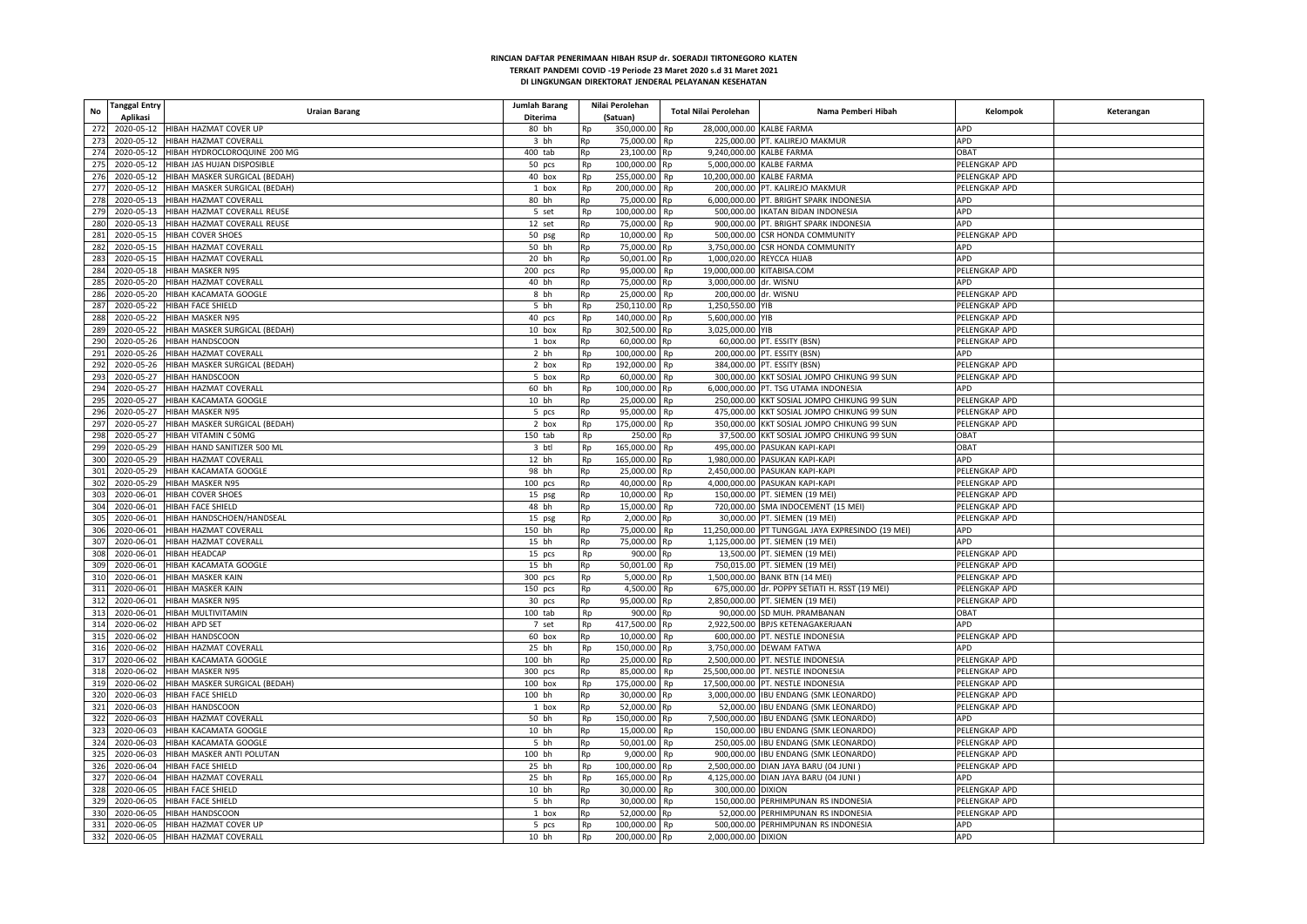**RINCIAN DAFTAR PENERIMAAN HIBAH RSUP dr. SOERADJI TIRTONEGORO KLATEN**
**TERKAIT PANDEMI COVID -19 Periode 23 Maret 2020 s.d 31 Maret 2021**
**DI LINGKUNGAN DIREKTORAT JENDERAL PELAYANAN KESEHATAN**

| No | Tanggal Entry Aplikasi | Uraian Barang | Jumlah Barang Diterima | Nilai Perolehan (Satuan) | | Total Nilai Perolehan | | Nama Pemberi Hibah | Kelompok | Keterangan |
|---|---|---|---|---|---|---|---|---|---|---|
| 272 | 2020-05-12 | HIBAH HAZMAT COVER UP | 80 bh | Rp | 350,000.00 | Rp | 28,000,000.00 | KALBE FARMA | APD | |
| 273 | 2020-05-12 | HIBAH HAZMAT COVERALL | 3 bh | Rp | 75,000.00 | Rp | 225,000.00 | PT. KALIREJO MAKMUR | APD | |
| 274 | 2020-05-12 | HIBAH HYDROCLOROQUINE 200 MG | 400 tab | Rp | 23,100.00 | Rp | 9,240,000.00 | KALBE FARMA | OBAT | |
| 275 | 2020-05-12 | HIBAH JAS HUJAN DISPOSIBLE | 50 pcs | Rp | 100,000.00 | Rp | 5,000,000.00 | KALBE FARMA | PELENGKAP APD | |
| 276 | 2020-05-12 | HIBAH MASKER SURGICAL (BEDAH) | 40 box | Rp | 255,000.00 | Rp | 10,200,000.00 | KALBE FARMA | PELENGKAP APD | |
| 277 | 2020-05-12 | HIBAH MASKER SURGICAL (BEDAH) | 1 box | Rp | 200,000.00 | Rp | 200,000.00 | PT. KALIREJO MAKMUR | PELENGKAP APD | |
| 278 | 2020-05-13 | HIBAH HAZMAT COVERALL | 80 bh | Rp | 75,000.00 | Rp | 6,000,000.00 | PT. BRIGHT SPARK INDONESIA | APD | |
| 279 | 2020-05-13 | HIBAH HAZMAT COVERALL REUSE | 5 set | Rp | 100,000.00 | Rp | 500,000.00 | IKATAN BIDAN INDONESIA | APD | |
| 280 | 2020-05-13 | HIBAH HAZMAT COVERALL REUSE | 12 set | Rp | 75,000.00 | Rp | 900,000.00 | PT. BRIGHT SPARK INDONESIA | APD | |
| 281 | 2020-05-15 | HIBAH COVER SHOES | 50 psg | Rp | 10,000.00 | Rp | 500,000.00 | CSR HONDA COMMUNITY | PELENGKAP APD | |
| 282 | 2020-05-15 | HIBAH HAZMAT COVERALL | 50 bh | Rp | 75,000.00 | Rp | 3,750,000.00 | CSR HONDA COMMUNITY | APD | |
| 283 | 2020-05-15 | HIBAH HAZMAT COVERALL | 20 bh | Rp | 50,001.00 | Rp | 1,000,020.00 | REYCCA HIJAB | APD | |
| 284 | 2020-05-18 | HIBAH MASKER N95 | 200 pcs | Rp | 95,000.00 | Rp | 19,000,000.00 | KITABISA.COM | PELENGKAP APD | |
| 285 | 2020-05-20 | HIBAH HAZMAT COVERALL | 40 bh | Rp | 75,000.00 | Rp | 3,000,000.00 | dr. WISNU | APD | |
| 286 | 2020-05-20 | HIBAH KACAMATA GOOGLE | 8 bh | Rp | 25,000.00 | Rp | 200,000.00 | dr. WISNU | PELENGKAP APD | |
| 287 | 2020-05-22 | HIBAH FACE SHIELD | 5 bh | Rp | 250,110.00 | Rp | 1,250,550.00 | YIB | PELENGKAP APD | |
| 288 | 2020-05-22 | HIBAH MASKER N95 | 40 pcs | Rp | 140,000.00 | Rp | 5,600,000.00 | YIB | PELENGKAP APD | |
| 289 | 2020-05-22 | HIBAH MASKER SURGICAL (BEDAH) | 10 box | Rp | 302,500.00 | Rp | 3,025,000.00 | YIB | PELENGKAP APD | |
| 290 | 2020-05-26 | HIBAH HANDSCOON | 1 box | Rp | 60,000.00 | Rp | 60,000.00 | PT. ESSITY (BSN) | PELENGKAP APD | |
| 291 | 2020-05-26 | HIBAH HAZMAT COVERALL | 2 bh | Rp | 100,000.00 | Rp | 200,000.00 | PT. ESSITY (BSN) | APD | |
| 292 | 2020-05-26 | HIBAH MASKER SURGICAL (BEDAH) | 2 box | Rp | 192,000.00 | Rp | 384,000.00 | PT. ESSITY (BSN) | PELENGKAP APD | |
| 293 | 2020-05-27 | HIBAH HANDSCOON | 5 box | Rp | 60,000.00 | Rp | 300,000.00 | KKT SOSIAL JOMPO CHIKUNG 99 SUN | PELENGKAP APD | |
| 294 | 2020-05-27 | HIBAH HAZMAT COVERALL | 60 bh | Rp | 100,000.00 | Rp | 6,000,000.00 | PT. TSG UTAMA INDONESIA | APD | |
| 295 | 2020-05-27 | HIBAH KACAMATA GOOGLE | 10 bh | Rp | 25,000.00 | Rp | 250,000.00 | KKT SOSIAL JOMPO CHIKUNG 99 SUN | PELENGKAP APD | |
| 296 | 2020-05-27 | HIBAH MASKER N95 | 5 pcs | Rp | 95,000.00 | Rp | 475,000.00 | KKT SOSIAL JOMPO CHIKUNG 99 SUN | PELENGKAP APD | |
| 297 | 2020-05-27 | HIBAH MASKER SURGICAL (BEDAH) | 2 box | Rp | 175,000.00 | Rp | 350,000.00 | KKT SOSIAL JOMPO CHIKUNG 99 SUN | PELENGKAP APD | |
| 298 | 2020-05-27 | HIBAH VITAMIN C 50MG | 150 tab | Rp | 250.00 | Rp | 37,500.00 | KKT SOSIAL JOMPO CHIKUNG 99 SUN | OBAT | |
| 299 | 2020-05-29 | HIBAH HAND SANITIZER 500 ML | 3 btl | Rp | 165,000.00 | Rp | 495,000.00 | PASUKAN KAPI-KAPI | OBAT | |
| 300 | 2020-05-29 | HIBAH HAZMAT COVERALL | 12 bh | Rp | 165,000.00 | Rp | 1,980,000.00 | PASUKAN KAPI-KAPI | APD | |
| 301 | 2020-05-29 | HIBAH KACAMATA GOOGLE | 98 bh | Rp | 25,000.00 | Rp | 2,450,000.00 | PASUKAN KAPI-KAPI | PELENGKAP APD | |
| 302 | 2020-05-29 | HIBAH MASKER N95 | 100 pcs | Rp | 40,000.00 | Rp | 4,000,000.00 | PASUKAN KAPI-KAPI | PELENGKAP APD | |
| 303 | 2020-06-01 | HIBAH COVER SHOES | 15 psg | Rp | 10,000.00 | Rp | 150,000.00 | PT. SIEMEN (19 MEI) | PELENGKAP APD | |
| 304 | 2020-06-01 | HIBAH FACE SHIELD | 48 bh | Rp | 15,000.00 | Rp | 720,000.00 | SMA INDOCEMENT (15 MEI) | PELENGKAP APD | |
| 305 | 2020-06-01 | HIBAH HANDSCHOEN/HANDSEAL | 15 psg | Rp | 2,000.00 | Rp | 30,000.00 | PT. SIEMEN (19 MEI) | PELENGKAP APD | |
| 306 | 2020-06-01 | HIBAH HAZMAT COVERALL | 150 bh | Rp | 75,000.00 | Rp | 11,250,000.00 | PT TUNGGAL JAYA EXPRESINDO (19 MEI) | APD | |
| 307 | 2020-06-01 | HIBAH HAZMAT COVERALL | 15 bh | Rp | 75,000.00 | Rp | 1,125,000.00 | PT. SIEMEN (19 MEI) | APD | |
| 308 | 2020-06-01 | HIBAH HEADCAP | 15 pcs | Rp | 900.00 | Rp | 13,500.00 | PT. SIEMEN (19 MEI) | PELENGKAP APD | |
| 309 | 2020-06-01 | HIBAH KACAMATA GOOGLE | 15 bh | Rp | 50,001.00 | Rp | 750,015.00 | PT. SIEMEN (19 MEI) | PELENGKAP APD | |
| 310 | 2020-06-01 | HIBAH MASKER KAIN | 300 pcs | Rp | 5,000.00 | Rp | 1,500,000.00 | BANK BTN (14 MEI) | PELENGKAP APD | |
| 311 | 2020-06-01 | HIBAH MASKER KAIN | 150 pcs | Rp | 4,500.00 | Rp | 675,000.00 | dr. POPPY SETIATI H. RSST (19 MEI) | PELENGKAP APD | |
| 312 | 2020-06-01 | HIBAH MASKER N95 | 30 pcs | Rp | 95,000.00 | Rp | 2,850,000.00 | PT. SIEMEN (19 MEI) | PELENGKAP APD | |
| 313 | 2020-06-01 | HIBAH MULTIVITAMIN | 100 tab | Rp | 900.00 | Rp | 90,000.00 | SD MUH. PRAMBANAN | OBAT | |
| 314 | 2020-06-02 | HIBAH APD SET | 7 set | Rp | 417,500.00 | Rp | 2,922,500.00 | BPJS KETENAGAKERJAAN | APD | |
| 315 | 2020-06-02 | HIBAH HANDSCOON | 60 box | Rp | 10,000.00 | Rp | 600,000.00 | PT. NESTLE INDONESIA | PELENGKAP APD | |
| 316 | 2020-06-02 | HIBAH HAZMAT COVERALL | 25 bh | Rp | 150,000.00 | Rp | 3,750,000.00 | DEWAM FATWA | APD | |
| 317 | 2020-06-02 | HIBAH KACAMATA GOOGLE | 100 bh | Rp | 25,000.00 | Rp | 2,500,000.00 | PT. NESTLE INDONESIA | PELENGKAP APD | |
| 318 | 2020-06-02 | HIBAH MASKER N95 | 300 pcs | Rp | 85,000.00 | Rp | 25,500,000.00 | PT. NESTLE INDONESIA | PELENGKAP APD | |
| 319 | 2020-06-02 | HIBAH MASKER SURGICAL (BEDAH) | 100 box | Rp | 175,000.00 | Rp | 17,500,000.00 | PT. NESTLE INDONESIA | PELENGKAP APD | |
| 320 | 2020-06-03 | HIBAH FACE SHIELD | 100 bh | Rp | 30,000.00 | Rp | 3,000,000.00 | IBU ENDANG (SMK LEONARDO) | PELENGKAP APD | |
| 321 | 2020-06-03 | HIBAH HANDSCOON | 1 box | Rp | 52,000.00 | Rp | 52,000.00 | IBU ENDANG (SMK LEONARDO) | PELENGKAP APD | |
| 322 | 2020-06-03 | HIBAH HAZMAT COVERALL | 50 bh | Rp | 150,000.00 | Rp | 7,500,000.00 | IBU ENDANG (SMK LEONARDO) | APD | |
| 323 | 2020-06-03 | HIBAH KACAMATA GOOGLE | 10 bh | Rp | 15,000.00 | Rp | 150,000.00 | IBU ENDANG (SMK LEONARDO) | PELENGKAP APD | |
| 324 | 2020-06-03 | HIBAH KACAMATA GOOGLE | 5 bh | Rp | 50,001.00 | Rp | 250,005.00 | IBU ENDANG (SMK LEONARDO) | PELENGKAP APD | |
| 325 | 2020-06-03 | HIBAH MASKER ANTI POLUTAN | 100 bh | Rp | 9,000.00 | Rp | 900,000.00 | IBU ENDANG (SMK LEONARDO) | PELENGKAP APD | |
| 326 | 2020-06-04 | HIBAH FACE SHIELD | 25 bh | Rp | 100,000.00 | Rp | 2,500,000.00 | DIAN JAYA BARU (04 JUNI ) | PELENGKAP APD | |
| 327 | 2020-06-04 | HIBAH HAZMAT COVERALL | 25 bh | Rp | 165,000.00 | Rp | 4,125,000.00 | DIAN JAYA BARU (04 JUNI ) | APD | |
| 328 | 2020-06-05 | HIBAH FACE SHIELD | 10 bh | Rp | 30,000.00 | Rp | 300,000.00 | DIXION | PELENGKAP APD | |
| 329 | 2020-06-05 | HIBAH FACE SHIELD | 5 bh | Rp | 30,000.00 | Rp | 150,000.00 | PERHIMPUNAN RS INDONESIA | PELENGKAP APD | |
| 330 | 2020-06-05 | HIBAH HANDSCOON | 1 box | Rp | 52,000.00 | Rp | 52,000.00 | PERHIMPUNAN RS INDONESIA | PELENGKAP APD | |
| 331 | 2020-06-05 | HIBAH HAZMAT COVER UP | 5 pcs | Rp | 100,000.00 | Rp | 500,000.00 | PERHIMPUNAN RS INDONESIA | APD | |
| 332 | 2020-06-05 | HIBAH HAZMAT COVERALL | 10 bh | Rp | 200,000.00 | Rp | 2,000,000.00 | DIXION | APD | |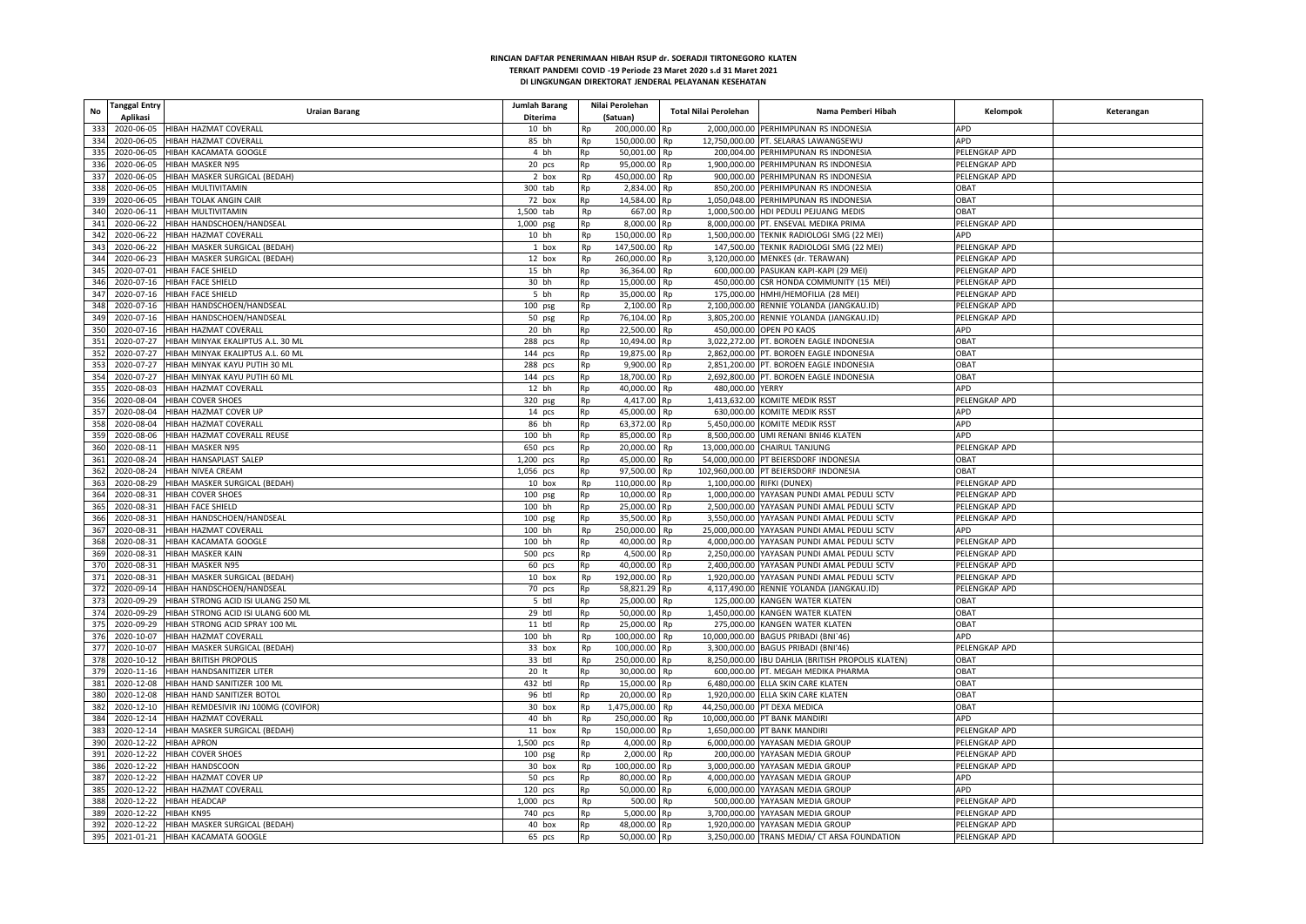**RINCIAN DAFTAR PENERIMAAN HIBAH RSUP dr. SOERADJI TIRTONEGORO KLATEN**
**TERKAIT PANDEMI COVID -19 Periode 23 Maret 2020 s.d 31 Maret 2021**
**DI LINGKUNGAN DIREKTORAT JENDERAL PELAYANAN KESEHATAN**

| No | Tanggal Entry Aplikasi | Uraian Barang | Jumlah Barang Diterima | Nilai Perolehan (Satuan) | Total Nilai Perolehan | Nama Pemberi Hibah | Kelompok | Keterangan |
|---|---|---|---|---|---|---|---|---|
| 333 | 2020-06-05 | HIBAH HAZMAT COVERALL | 10 bh | Rp 200,000.00 | Rp 2,000,000.00 | PERHIMPUNAN RS INDONESIA | APD | |
| 334 | 2020-06-05 | HIBAH HAZMAT COVERALL | 85 bh | Rp 150,000.00 | Rp 12,750,000.00 | PT. SELARAS LAWANGSEWU | APD | |
| 335 | 2020-06-05 | HIBAH KACAMATA GOOGLE | 4 bh | Rp 50,001.00 | Rp 200,004.00 | PERHIMPUNAN RS INDONESIA | PELENGKAP APD | |
| 336 | 2020-06-05 | HIBAH MASKER N95 | 20 pcs | Rp 95,000.00 | Rp 1,900,000.00 | PERHIMPUNAN RS INDONESIA | PELENGKAP APD | |
| 337 | 2020-06-05 | HIBAH MASKER SURGICAL (BEDAH) | 2 box | Rp 450,000.00 | Rp 900,000.00 | PERHIMPUNAN RS INDONESIA | PELENGKAP APD | |
| 338 | 2020-06-05 | HIBAH MULTIVITAMIN | 300 tab | Rp 2,834.00 | Rp 850,200.00 | PERHIMPUNAN RS INDONESIA | OBAT | |
| 339 | 2020-06-05 | HIBAH TOLAK ANGIN CAIR | 72 box | Rp 14,584.00 | Rp 1,050,048.00 | PERHIMPUNAN RS INDONESIA | OBAT | |
| 340 | 2020-06-11 | HIBAH MULTIVITAMIN | 1,500 tab | Rp 667.00 | Rp 1,000,500.00 | HDI PEDULI PEJUANG MEDIS | OBAT | |
| 341 | 2020-06-22 | HIBAH HANDSCHOEN/HANDSEAL | 1,000 psg | Rp 8,000.00 | Rp 8,000,000.00 | PT. ENSEVAL MEDIKA PRIMA | PELENGKAP APD | |
| 342 | 2020-06-22 | HIBAH HAZMAT COVERALL | 10 bh | Rp 150,000.00 | Rp 1,500,000.00 | TEKNIK RADIOLOGI SMG (22 MEI) | APD | |
| 343 | 2020-06-22 | HIBAH MASKER SURGICAL (BEDAH) | 1 box | Rp 147,500.00 | Rp 147,500.00 | TEKNIK RADIOLOGI SMG (22 MEI) | PELENGKAP APD | |
| 344 | 2020-06-23 | HIBAH MASKER SURGICAL (BEDAH) | 12 box | Rp 260,000.00 | Rp 3,120,000.00 | MENKES (dr. TERAWAN) | PELENGKAP APD | |
| 345 | 2020-07-01 | HIBAH FACE SHIELD | 15 bh | Rp 36,364.00 | Rp 600,000.00 | PASUKAN KAPI-KAPI (29 MEI) | PELENGKAP APD | |
| 346 | 2020-07-16 | HIBAH FACE SHIELD | 30 bh | Rp 15,000.00 | Rp 450,000.00 | CSR HONDA COMMUNITY (15 MEI) | PELENGKAP APD | |
| 347 | 2020-07-16 | HIBAH FACE SHIELD | 5 bh | Rp 35,000.00 | Rp 175,000.00 | HMHI/HEMOFILIA (28 MEI) | PELENGKAP APD | |
| 348 | 2020-07-16 | HIBAH HANDSCHOEN/HANDSEAL | 100 psg | Rp 2,100.00 | Rp 2,100,000.00 | RENNIE YOLANDA (JANGKAU.ID) | PELENGKAP APD | |
| 349 | 2020-07-16 | HIBAH HANDSCHOEN/HANDSEAL | 50 psg | Rp 76,104.00 | Rp 3,805,200.00 | RENNIE YOLANDA (JANGKAU.ID) | PELENGKAP APD | |
| 350 | 2020-07-16 | HIBAH HAZMAT COVERALL | 20 bh | Rp 22,500.00 | Rp 450,000.00 | OPEN PO KAOS | APD | |
| 351 | 2020-07-27 | HIBAH MINYAK EKALIPTUS A.L. 30 ML | 288 pcs | Rp 10,494.00 | Rp 3,022,272.00 | PT. BOROEN EAGLE INDONESIA | OBAT | |
| 352 | 2020-07-27 | HIBAH MINYAK EKALIPTUS A.L. 60 ML | 144 pcs | Rp 19,875.00 | Rp 2,862,000.00 | PT. BOROEN EAGLE INDONESIA | OBAT | |
| 353 | 2020-07-27 | HIBAH MINYAK KAYU PUTIH 30 ML | 288 pcs | Rp 9,900.00 | Rp 2,851,200.00 | PT. BOROEN EAGLE INDONESIA | OBAT | |
| 354 | 2020-07-27 | HIBAH MINYAK KAYU PUTIH 60 ML | 144 pcs | Rp 18,700.00 | Rp 2,692,800.00 | PT. BOROEN EAGLE INDONESIA | OBAT | |
| 355 | 2020-08-03 | HIBAH HAZMAT COVERALL | 12 bh | Rp 40,000.00 | Rp 480,000.00 | YERRY | APD | |
| 356 | 2020-08-04 | HIBAH COVER SHOES | 320 psg | Rp 4,417.00 | Rp 1,413,632.00 | KOMITE MEDIK RSST | PELENGKAP APD | |
| 357 | 2020-08-04 | HIBAH HAZMAT COVER UP | 14 pcs | Rp 45,000.00 | Rp 630,000.00 | KOMITE MEDIK RSST | APD | |
| 358 | 2020-08-04 | HIBAH HAZMAT COVERALL | 86 bh | Rp 63,372.00 | Rp 5,450,000.00 | KOMITE MEDIK RSST | APD | |
| 359 | 2020-08-06 | HIBAH HAZMAT COVERALL REUSE | 100 bh | Rp 85,000.00 | Rp 8,500,000.00 | UMI RENANI BNI46 KLATEN | APD | |
| 360 | 2020-08-11 | HIBAH MASKER N95 | 650 pcs | Rp 20,000.00 | Rp 13,000,000.00 | CHAIRUL TANJUNG | PELENGKAP APD | |
| 361 | 2020-08-24 | HIBAH HANSAPLAST SALEP | 1,200 pcs | Rp 45,000.00 | Rp 54,000,000.00 | PT BEIERSDORF INDONESIA | OBAT | |
| 362 | 2020-08-24 | HIBAH NIVEA CREAM | 1,056 pcs | Rp 97,500.00 | Rp 102,960,000.00 | PT BEIERSDORF INDONESIA | OBAT | |
| 363 | 2020-08-29 | HIBAH MASKER SURGICAL (BEDAH) | 10 box | Rp 110,000.00 | Rp 1,100,000.00 | RIFKI (DUNEX) | PELENGKAP APD | |
| 364 | 2020-08-31 | HIBAH COVER SHOES | 100 psg | Rp 10,000.00 | Rp 1,000,000.00 | YAYASAN PUNDI AMAL PEDULI SCTV | PELENGKAP APD | |
| 365 | 2020-08-31 | HIBAH FACE SHIELD | 100 bh | Rp 25,000.00 | Rp 2,500,000.00 | YAYASAN PUNDI AMAL PEDULI SCTV | PELENGKAP APD | |
| 366 | 2020-08-31 | HIBAH HANDSCHOEN/HANDSEAL | 100 psg | Rp 35,500.00 | Rp 3,550,000.00 | YAYASAN PUNDI AMAL PEDULI SCTV | PELENGKAP APD | |
| 367 | 2020-08-31 | HIBAH HAZMAT COVERALL | 100 bh | Rp 250,000.00 | Rp 25,000,000.00 | YAYASAN PUNDI AMAL PEDULI SCTV | APD | |
| 368 | 2020-08-31 | HIBAH KACAMATA GOOGLE | 100 bh | Rp 40,000.00 | Rp 4,000,000.00 | YAYASAN PUNDI AMAL PEDULI SCTV | PELENGKAP APD | |
| 369 | 2020-08-31 | HIBAH MASKER KAIN | 500 pcs | Rp 4,500.00 | Rp 2,250,000.00 | YAYASAN PUNDI AMAL PEDULI SCTV | PELENGKAP APD | |
| 370 | 2020-08-31 | HIBAH MASKER N95 | 60 pcs | Rp 40,000.00 | Rp 2,400,000.00 | YAYASAN PUNDI AMAL PEDULI SCTV | PELENGKAP APD | |
| 371 | 2020-08-31 | HIBAH MASKER SURGICAL (BEDAH) | 10 box | Rp 192,000.00 | Rp 1,920,000.00 | YAYASAN PUNDI AMAL PEDULI SCTV | PELENGKAP APD | |
| 372 | 2020-09-14 | HIBAH HANDSCHOEN/HANDSEAL | 70 pcs | Rp 58,821.29 | Rp 4,117,490.00 | RENNIE YOLANDA (JANGKAU.ID) | PELENGKAP APD | |
| 373 | 2020-09-29 | HIBAH STRONG ACID ISI ULANG 250 ML | 5 btl | Rp 25,000.00 | Rp 125,000.00 | KANGEN WATER KLATEN | OBAT | |
| 374 | 2020-09-29 | HIBAH STRONG ACID ISI ULANG 600 ML | 29 btl | Rp 50,000.00 | Rp 1,450,000.00 | KANGEN WATER KLATEN | OBAT | |
| 375 | 2020-09-29 | HIBAH STRONG ACID SPRAY 100 ML | 11 btl | Rp 25,000.00 | Rp 275,000.00 | KANGEN WATER KLATEN | OBAT | |
| 376 | 2020-10-07 | HIBAH HAZMAT COVERALL | 100 bh | Rp 100,000.00 | Rp 10,000,000.00 | BAGUS PRIBADI (BNI'46) | APD | |
| 377 | 2020-10-07 | HIBAH MASKER SURGICAL (BEDAH) | 33 box | Rp 100,000.00 | Rp 3,300,000.00 | BAGUS PRIBADI (BNI'46) | PELENGKAP APD | |
| 378 | 2020-10-12 | HIBAH BRITISH PROPOLIS | 33 btl | Rp 250,000.00 | Rp 8,250,000.00 | IBU DAHLIA (BRITISH PROPOLIS KLATEN) | OBAT | |
| 379 | 2020-11-16 | HIBAH HANDSANITIZER LITER | 20 lt | Rp 30,000.00 | Rp 600,000.00 | PT. MEGAH MEDIKA PHARMA | OBAT | |
| 381 | 2020-12-08 | HIBAH HAND SANITIZER 100 ML | 432 btl | Rp 15,000.00 | Rp 6,480,000.00 | ELLA SKIN CARE KLATEN | OBAT | |
| 380 | 2020-12-08 | HIBAH HAND SANITIZER BOTOL | 96 btl | Rp 20,000.00 | Rp 1,920,000.00 | ELLA SKIN CARE KLATEN | OBAT | |
| 382 | 2020-12-10 | HIBAH REMDESIVIR INJ 100MG (COVIFOR) | 30 box | Rp 1,475,000.00 | Rp 44,250,000.00 | PT DEXA MEDICA | OBAT | |
| 384 | 2020-12-14 | HIBAH HAZMAT COVERALL | 40 bh | Rp 250,000.00 | Rp 10,000,000.00 | PT BANK MANDIRI | APD | |
| 383 | 2020-12-14 | HIBAH MASKER SURGICAL (BEDAH) | 11 box | Rp 150,000.00 | Rp 1,650,000.00 | PT BANK MANDIRI | PELENGKAP APD | |
| 390 | 2020-12-22 | HIBAH APRON | 1,500 pcs | Rp 4,000.00 | Rp 6,000,000.00 | YAYASAN MEDIA GROUP | PELENGKAP APD | |
| 391 | 2020-12-22 | HIBAH COVER SHOES | 100 psg | Rp 2,000.00 | Rp 200,000.00 | YAYASAN MEDIA GROUP | PELENGKAP APD | |
| 386 | 2020-12-22 | HIBAH HANDSCOON | 30 box | Rp 100,000.00 | Rp 3,000,000.00 | YAYASAN MEDIA GROUP | PELENGKAP APD | |
| 387 | 2020-12-22 | HIBAH HAZMAT COVER UP | 50 pcs | Rp 80,000.00 | Rp 4,000,000.00 | YAYASAN MEDIA GROUP | APD | |
| 385 | 2020-12-22 | HIBAH HAZMAT COVERALL | 120 pcs | Rp 50,000.00 | Rp 6,000,000.00 | YAYASAN MEDIA GROUP | APD | |
| 388 | 2020-12-22 | HIBAH HEADCAP | 1,000 pcs | Rp 500.00 | Rp 500,000.00 | YAYASAN MEDIA GROUP | PELENGKAP APD | |
| 389 | 2020-12-22 | HIBAH KN95 | 740 pcs | Rp 5,000.00 | Rp 3,700,000.00 | YAYASAN MEDIA GROUP | PELENGKAP APD | |
| 392 | 2020-12-22 | HIBAH MASKER SURGICAL (BEDAH) | 40 box | Rp 48,000.00 | Rp 1,920,000.00 | YAYASAN MEDIA GROUP | PELENGKAP APD | |
| 395 | 2021-01-21 | HIBAH KACAMATA GOOGLE | 65 pcs | Rp 50,000.00 | Rp 3,250,000.00 | TRANS MEDIA/ CT ARSA FOUNDATION | PELENGKAP APD | |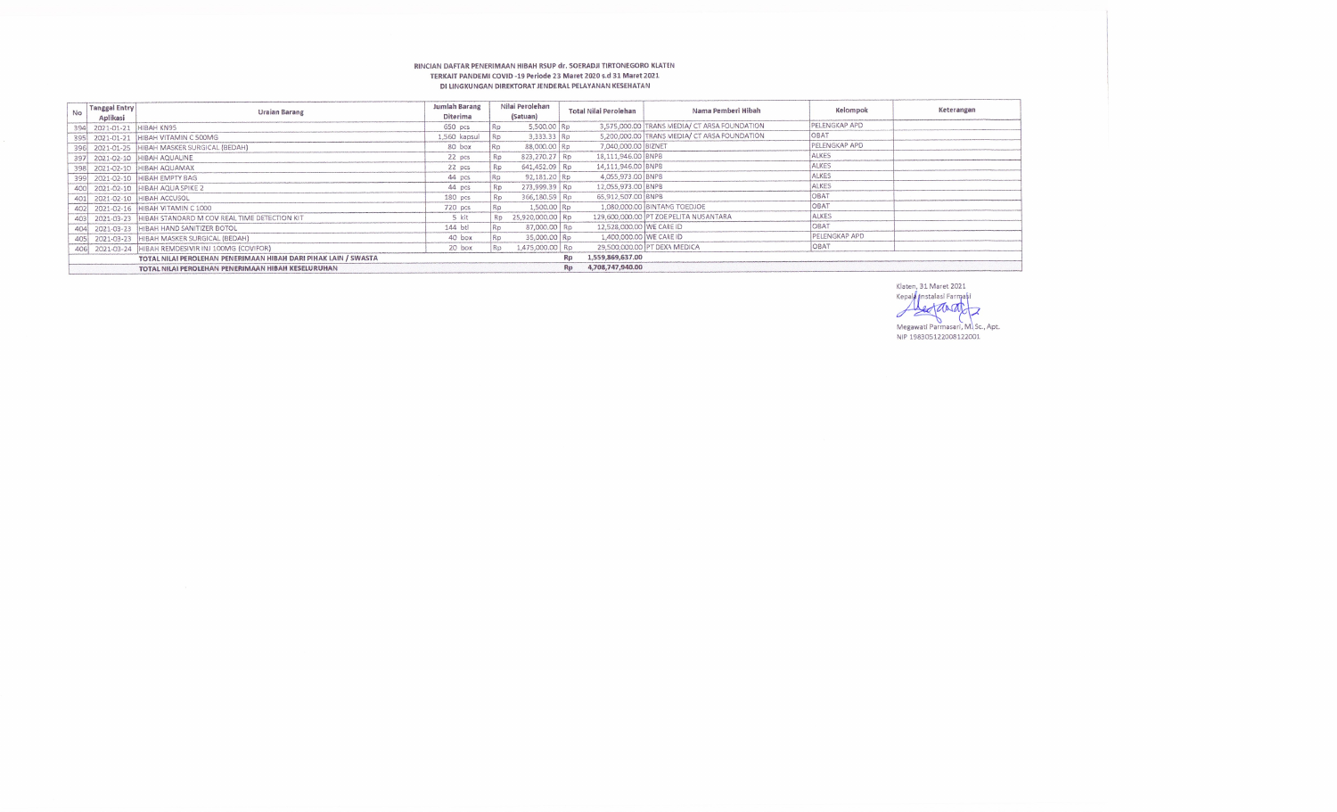RINCIAN DAFTAR PENERIMAAN HIBAH RSUP dr. SOERADJI TIRTONEGORO KLATEN
TERKAIT PANDEMI COVID -19 Periode 23 Maret 2020 s.d 31 Maret 2021
DI LINGKUNGAN DIREKTORAT JENDERAL PELAYANAN KESEHATAN

| No | Tanggal Entry Aplikasi | Uraian Barang | Jumlah Barang Diterima | Nilai Perolehan (Satuan) | Total Nilai Perolehan | Nama Pemberi Hibah | Kelompok | Keterangan |
|---|---|---|---|---|---|---|---|---|
| 394 | 2021-01-21 | HIBAH KN95 | 650 pcs | Rp 5,500.00 | Rp 3,575,000.00 | TRANS MEDIA/ CT ARSA FOUNDATION | PELENGKAP APD | |
| 395 | 2021-01-21 | HIBAH VITAMIN C 500MG | 1,560 kapsul | Rp 3,333.33 | Rp 5,200,000.00 | TRANS MEDIA/ CT ARSA FOUNDATION | OBAT | |
| 396 | 2021-01-25 | HIBAH MASKER SURGICAL (BEDAH) | 80 box | Rp 88,000.00 | Rp 7,040,000.00 | BIZNET | PELENGKAP APD | |
| 397 | 2021-02-10 | HIBAH AQUALINE | 22 pcs | Rp 823,270.27 | Rp 18,111,946.00 | BNPB | ALKES | |
| 398 | 2021-02-10 | HIBAH AQUAMAX | 22 pcs | Rp 641,452.09 | Rp 14,111,946.00 | BNPB | ALKES | |
| 399 | 2021-02-10 | HIBAH EMPTY BAG | 44 pcs | Rp 92,181.20 | Rp 4,055,973.00 | BNPB | ALKES | |
| 400 | 2021-02-10 | HIBAH AQUA SPIKE 2 | 44 pcs | Rp 273,999.39 | Rp 12,055,973.00 | BNPB | ALKES | |
| 401 | 2021-02-10 | HIBAH ACCUSOL | 180 pcs | Rp 366,180.59 | Rp 65,912,507.00 | BNPB | OBAT | |
| 402 | 2021-02-16 | HIBAH VITAMIN C 1000 | 720 pcs | Rp 1,500.00 | Rp 1,080,000.00 | BINTANG TOEDJOE | OBAT | |
| 403 | 2021-03-23 | HIBAH STANDARD M COV REAL TIME DETECTION KIT | 5 kit | Rp 25,920,000.00 | Rp 129,600,000.00 | PT ZOE PELITA NUSANTARA | ALKES | |
| 404 | 2021-03-23 | HIBAH HAND SANITIZER BOTOL | 144 btl | Rp 87,000.00 | Rp 12,528,000.00 | WE CARE ID | OBAT | |
| 405 | 2021-03-23 | HIBAH MASKER SURGICAL (BEDAH) | 40 box | Rp 35,000.00 | Rp 1,400,000.00 | WE CARE ID | PELENGKAP APD | |
| 406 | 2021-03-24 | HIBAH REMDESIVIR INJ 100MG (COVIFOR) | 20 box | Rp 1,475,000.00 | Rp 29,500,000.00 | PT DEXA MEDICA | OBAT | |
| | | TOTAL NILAI PEROLEHAN PENERIMAAN HIBAH DARI PIHAK LAIN / SWASTA | | | Rp 1,559,869,637.00 | | | |
| | | TOTAL NILAI PEROLEHAN PENERIMAAN HIBAH KESELURUHAN | | | Rp 4,708,747,940.00 | | | |

Klaten, 31 Maret 2021
Kepala Instalasi Farmasi

Megawati Parmasari, M.Sc., Apt.
NIP 198305122008122001